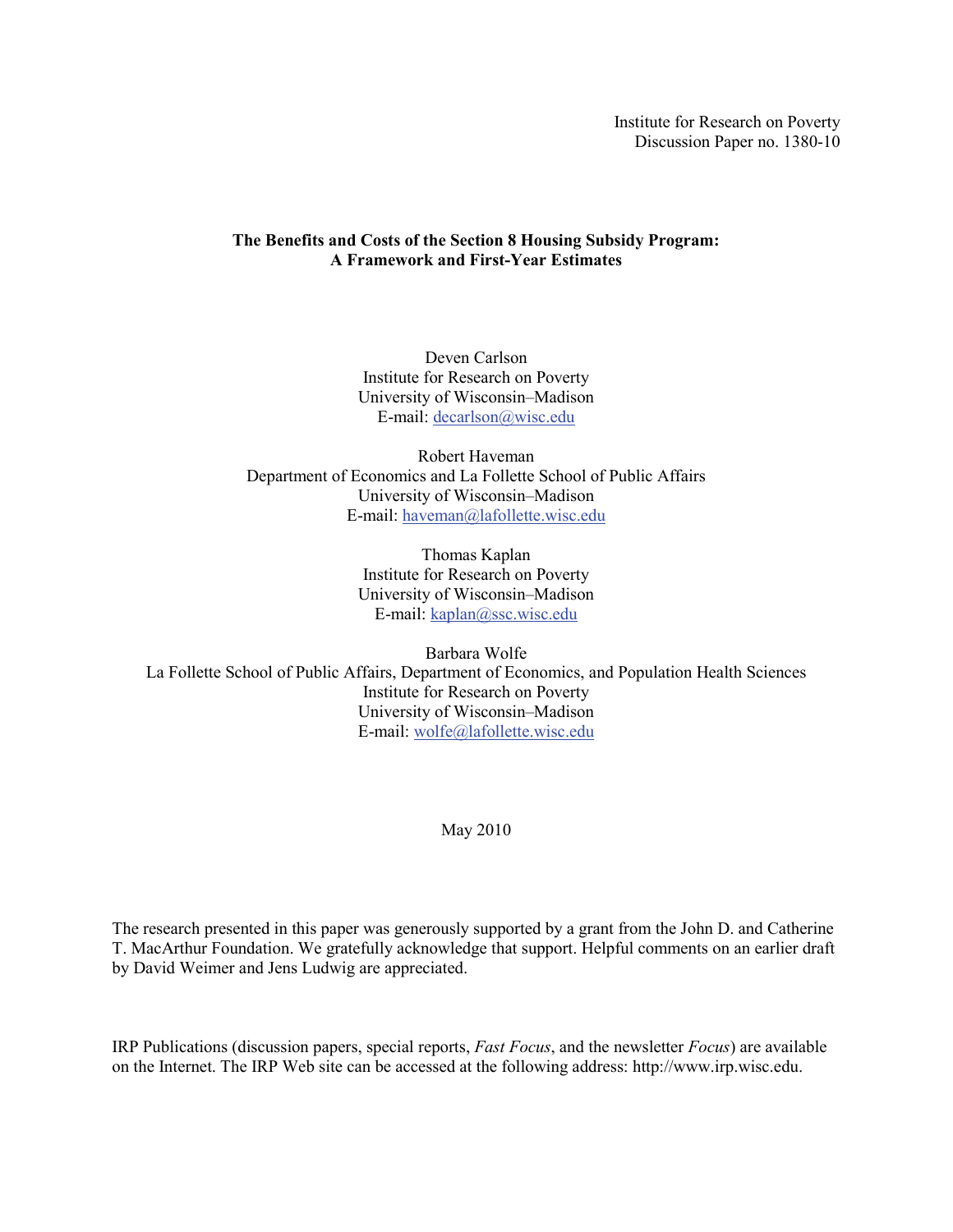Institute for Research on Poverty
Discussion Paper no. 1380-10

# The Benefits and Costs of the Section 8 Housing Subsidy Program: A Framework and First-Year Estimates

Deven Carlson
Institute for Research on Poverty
University of Wisconsin–Madison
E-mail: decarlson@wisc.edu

Robert Haveman
Department of Economics and La Follette School of Public Affairs
University of Wisconsin–Madison
E-mail: haveman@lafollette.wisc.edu

Thomas Kaplan
Institute for Research on Poverty
University of Wisconsin–Madison
E-mail: kaplan@ssc.wisc.edu

Barbara Wolfe
La Follette School of Public Affairs, Department of Economics, and Population Health Sciences
Institute for Research on Poverty
University of Wisconsin–Madison
E-mail: wolfe@lafollette.wisc.edu

May 2010

The research presented in this paper was generously supported by a grant from the John D. and Catherine T. MacArthur Foundation. We gratefully acknowledge that support. Helpful comments on an earlier draft by David Weimer and Jens Ludwig are appreciated.

IRP Publications (discussion papers, special reports, *Fast Focus*, and the newsletter *Focus*) are available on the Internet. The IRP Web site can be accessed at the following address: http://www.irp.wisc.edu.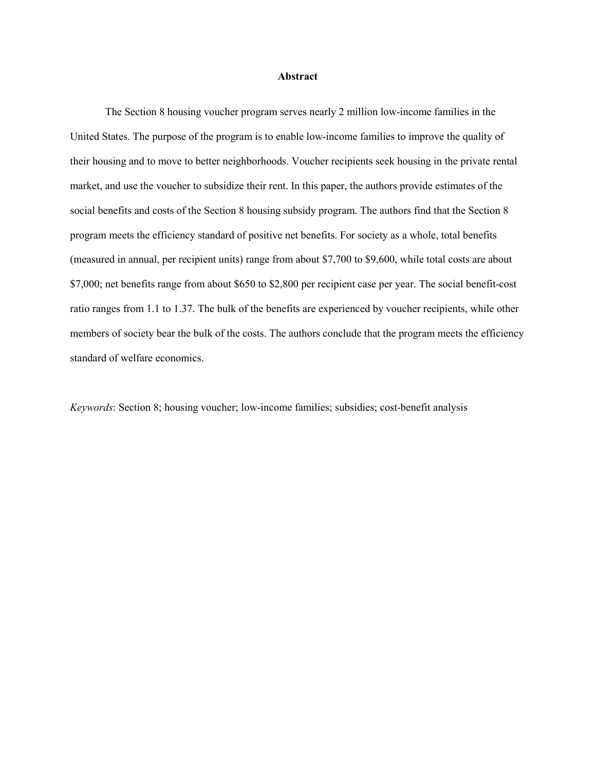## Abstract

The Section 8 housing voucher program serves nearly 2 million low-income families in the United States. The purpose of the program is to enable low-income families to improve the quality of their housing and to move to better neighborhoods. Voucher recipients seek housing in the private rental market, and use the voucher to subsidize their rent. In this paper, the authors provide estimates of the social benefits and costs of the Section 8 housing subsidy program. The authors find that the Section 8 program meets the efficiency standard of positive net benefits. For society as a whole, total benefits (measured in annual, per recipient units) range from about $7,700 to $9,600, while total costs are about $7,000; net benefits range from about $650 to $2,800 per recipient case per year. The social benefit-cost ratio ranges from 1.1 to 1.37. The bulk of the benefits are experienced by voucher recipients, while other members of society bear the bulk of the costs. The authors conclude that the program meets the efficiency standard of welfare economics.

*Keywords*: Section 8; housing voucher; low-income families; subsidies; cost-benefit analysis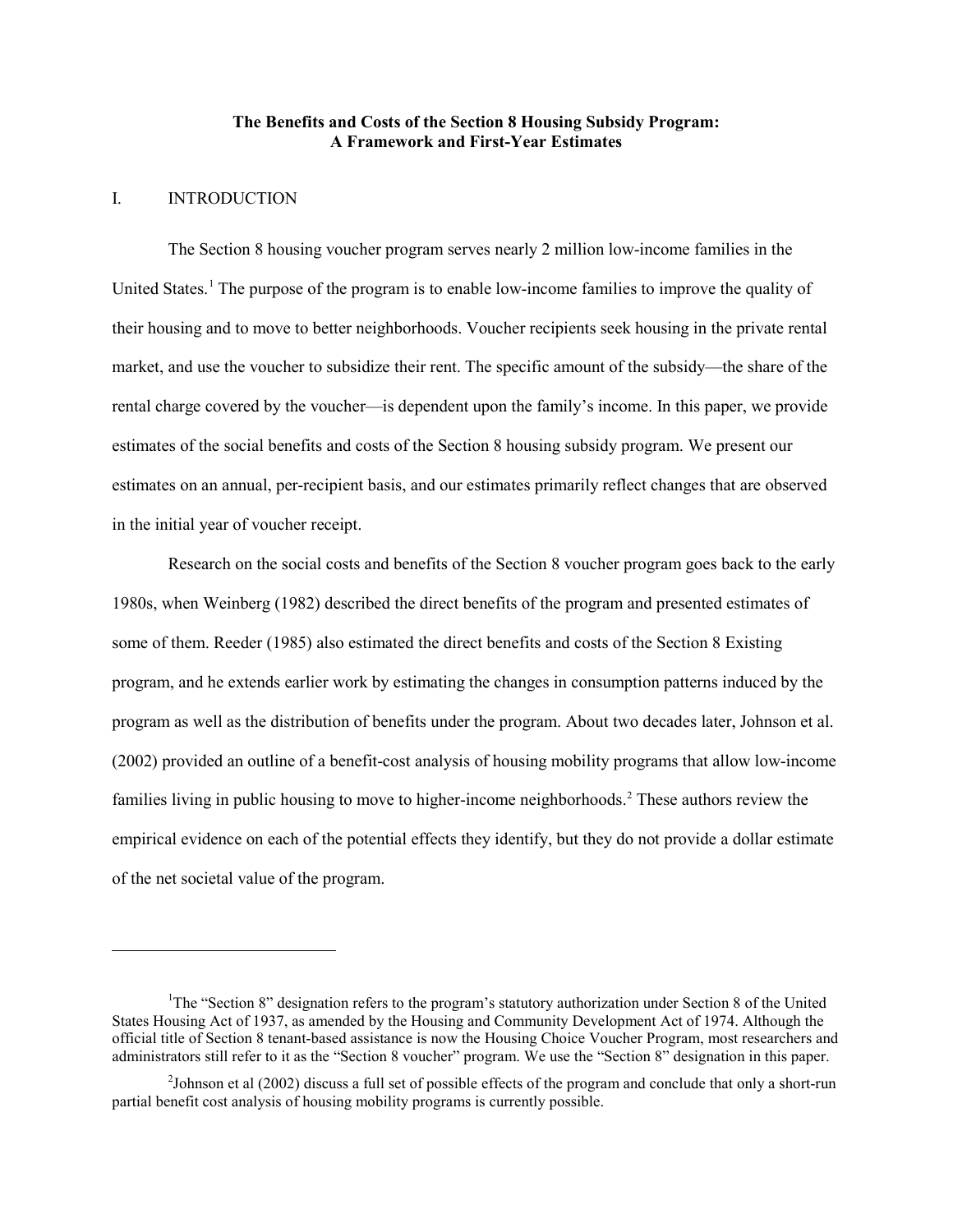**The Benefits and Costs of the Section 8 Housing Subsidy Program: A Framework and First-Year Estimates**

## I. INTRODUCTION

The Section 8 housing voucher program serves nearly 2 million low-income families in the United States.[1] The purpose of the program is to enable low-income families to improve the quality of their housing and to move to better neighborhoods. Voucher recipients seek housing in the private rental market, and use the voucher to subsidize their rent. The specific amount of the subsidy—the share of the rental charge covered by the voucher—is dependent upon the family's income. In this paper, we provide estimates of the social benefits and costs of the Section 8 housing subsidy program. We present our estimates on an annual, per-recipient basis, and our estimates primarily reflect changes that are observed in the initial year of voucher receipt.

Research on the social costs and benefits of the Section 8 voucher program goes back to the early 1980s, when Weinberg (1982) described the direct benefits of the program and presented estimates of some of them. Reeder (1985) also estimated the direct benefits and costs of the Section 8 Existing program, and he extends earlier work by estimating the changes in consumption patterns induced by the program as well as the distribution of benefits under the program. About two decades later, Johnson et al. (2002) provided an outline of a benefit-cost analysis of housing mobility programs that allow low-income families living in public housing to move to higher-income neighborhoods.[2] These authors review the empirical evidence on each of the potential effects they identify, but they do not provide a dollar estimate of the net societal value of the program.

---

[1] The "Section 8" designation refers to the program's statutory authorization under Section 8 of the United States Housing Act of 1937, as amended by the Housing and Community Development Act of 1974. Although the official title of Section 8 tenant-based assistance is now the Housing Choice Voucher Program, most researchers and administrators still refer to it as the "Section 8 voucher" program. We use the "Section 8" designation in this paper.

[2] Johnson et al (2002) discuss a full set of possible effects of the program and conclude that only a short-run partial benefit cost analysis of housing mobility programs is currently possible.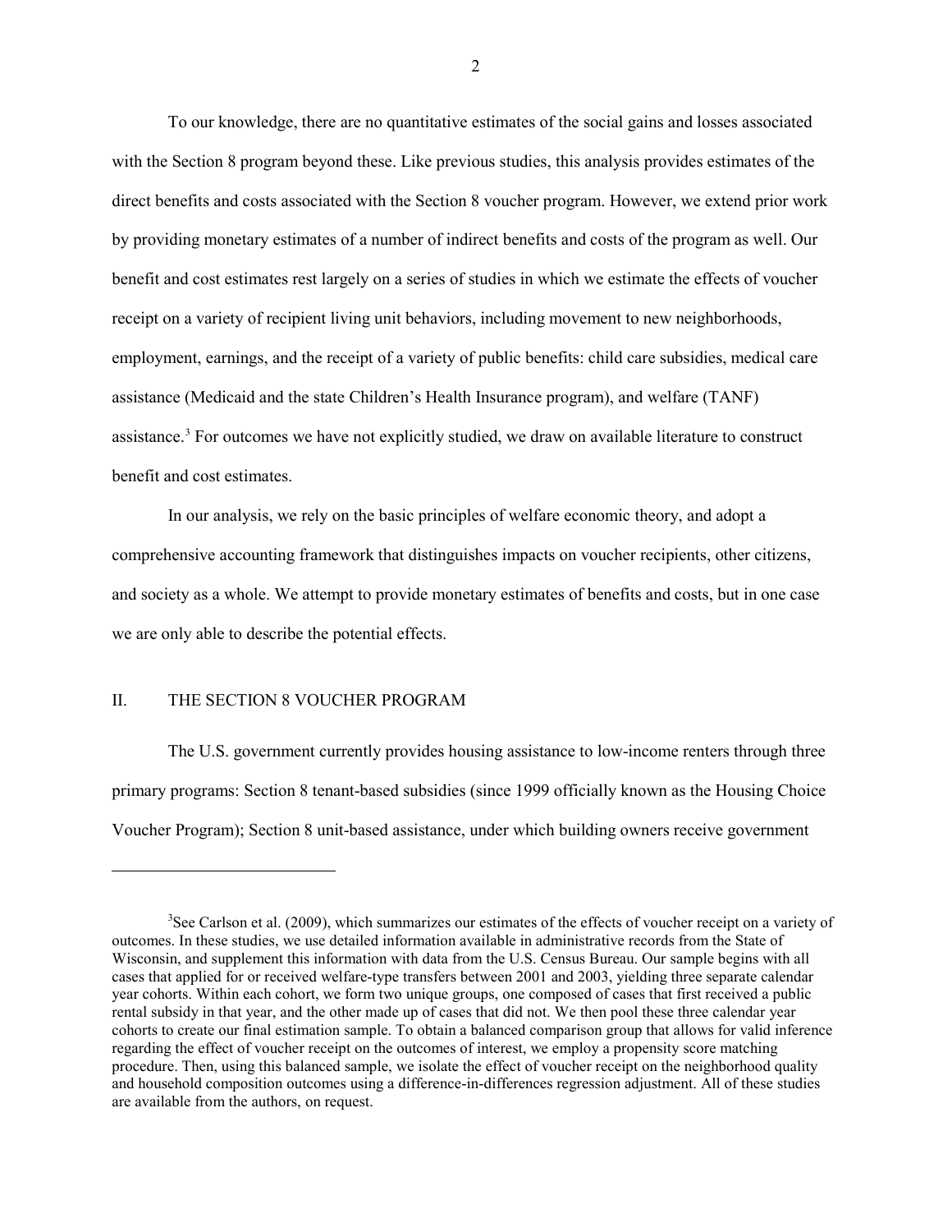To our knowledge, there are no quantitative estimates of the social gains and losses associated with the Section 8 program beyond these. Like previous studies, this analysis provides estimates of the direct benefits and costs associated with the Section 8 voucher program. However, we extend prior work by providing monetary estimates of a number of indirect benefits and costs of the program as well. Our benefit and cost estimates rest largely on a series of studies in which we estimate the effects of voucher receipt on a variety of recipient living unit behaviors, including movement to new neighborhoods, employment, earnings, and the receipt of a variety of public benefits: child care subsidies, medical care assistance (Medicaid and the state Children's Health Insurance program), and welfare (TANF) assistance.[3] For outcomes we have not explicitly studied, we draw on available literature to construct benefit and cost estimates.

In our analysis, we rely on the basic principles of welfare economic theory, and adopt a comprehensive accounting framework that distinguishes impacts on voucher recipients, other citizens, and society as a whole. We attempt to provide monetary estimates of benefits and costs, but in one case we are only able to describe the potential effects.

## II. THE SECTION 8 VOUCHER PROGRAM

The U.S. government currently provides housing assistance to low-income renters through three primary programs: Section 8 tenant-based subsidies (since 1999 officially known as the Housing Choice Voucher Program); Section 8 unit-based assistance, under which building owners receive government

---

[3]See Carlson et al. (2009), which summarizes our estimates of the effects of voucher receipt on a variety of outcomes. In these studies, we use detailed information available in administrative records from the State of Wisconsin, and supplement this information with data from the U.S. Census Bureau. Our sample begins with all cases that applied for or received welfare-type transfers between 2001 and 2003, yielding three separate calendar year cohorts. Within each cohort, we form two unique groups, one composed of cases that first received a public rental subsidy in that year, and the other made up of cases that did not. We then pool these three calendar year cohorts to create our final estimation sample. To obtain a balanced comparison group that allows for valid inference regarding the effect of voucher receipt on the outcomes of interest, we employ a propensity score matching procedure. Then, using this balanced sample, we isolate the effect of voucher receipt on the neighborhood quality and household composition outcomes using a difference-in-differences regression adjustment. All of these studies are available from the authors, on request.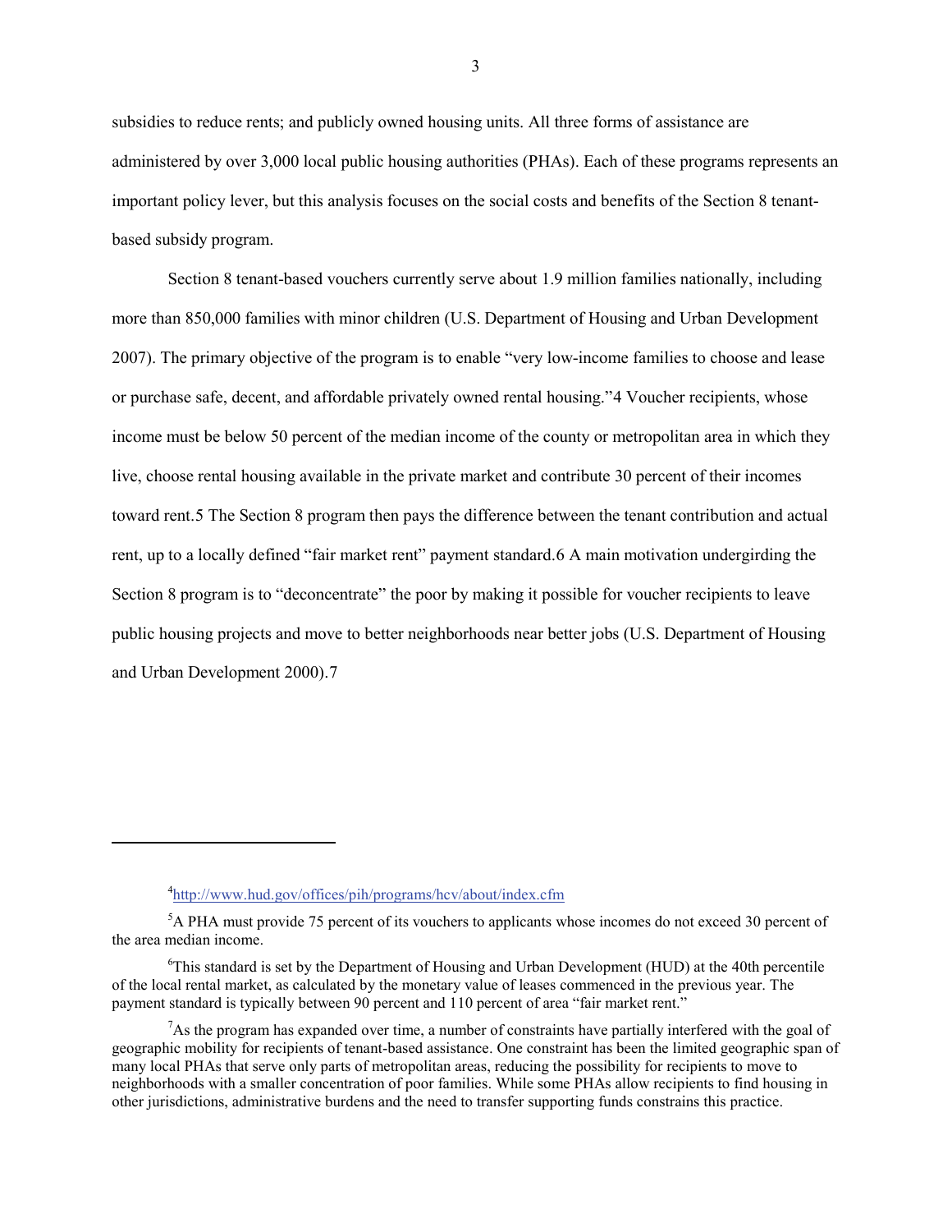subsidies to reduce rents; and publicly owned housing units. All three forms of assistance are administered by over 3,000 local public housing authorities (PHAs). Each of these programs represents an important policy lever, but this analysis focuses on the social costs and benefits of the Section 8 tenant-based subsidy program.

Section 8 tenant-based vouchers currently serve about 1.9 million families nationally, including more than 850,000 families with minor children (U.S. Department of Housing and Urban Development 2007). The primary objective of the program is to enable "very low-income families to choose and lease or purchase safe, decent, and affordable privately owned rental housing."[4] Voucher recipients, whose income must be below 50 percent of the median income of the county or metropolitan area in which they live, choose rental housing available in the private market and contribute 30 percent of their incomes toward rent.[5] The Section 8 program then pays the difference between the tenant contribution and actual rent, up to a locally defined "fair market rent" payment standard.[6] A main motivation undergirding the Section 8 program is to "deconcentrate" the poor by making it possible for voucher recipients to leave public housing projects and move to better neighborhoods near better jobs (U.S. Department of Housing and Urban Development 2000).[7]

---

[4] http://www.hud.gov/offices/pih/programs/hcv/about/index.cfm

[5] A PHA must provide 75 percent of its vouchers to applicants whose incomes do not exceed 30 percent of the area median income.

[6] This standard is set by the Department of Housing and Urban Development (HUD) at the 40th percentile of the local rental market, as calculated by the monetary value of leases commenced in the previous year. The payment standard is typically between 90 percent and 110 percent of area "fair market rent."

[7] As the program has expanded over time, a number of constraints have partially interfered with the goal of geographic mobility for recipients of tenant-based assistance. One constraint has been the limited geographic span of many local PHAs that serve only parts of metropolitan areas, reducing the possibility for recipients to move to neighborhoods with a smaller concentration of poor families. While some PHAs allow recipients to find housing in other jurisdictions, administrative burdens and the need to transfer supporting funds constrains this practice.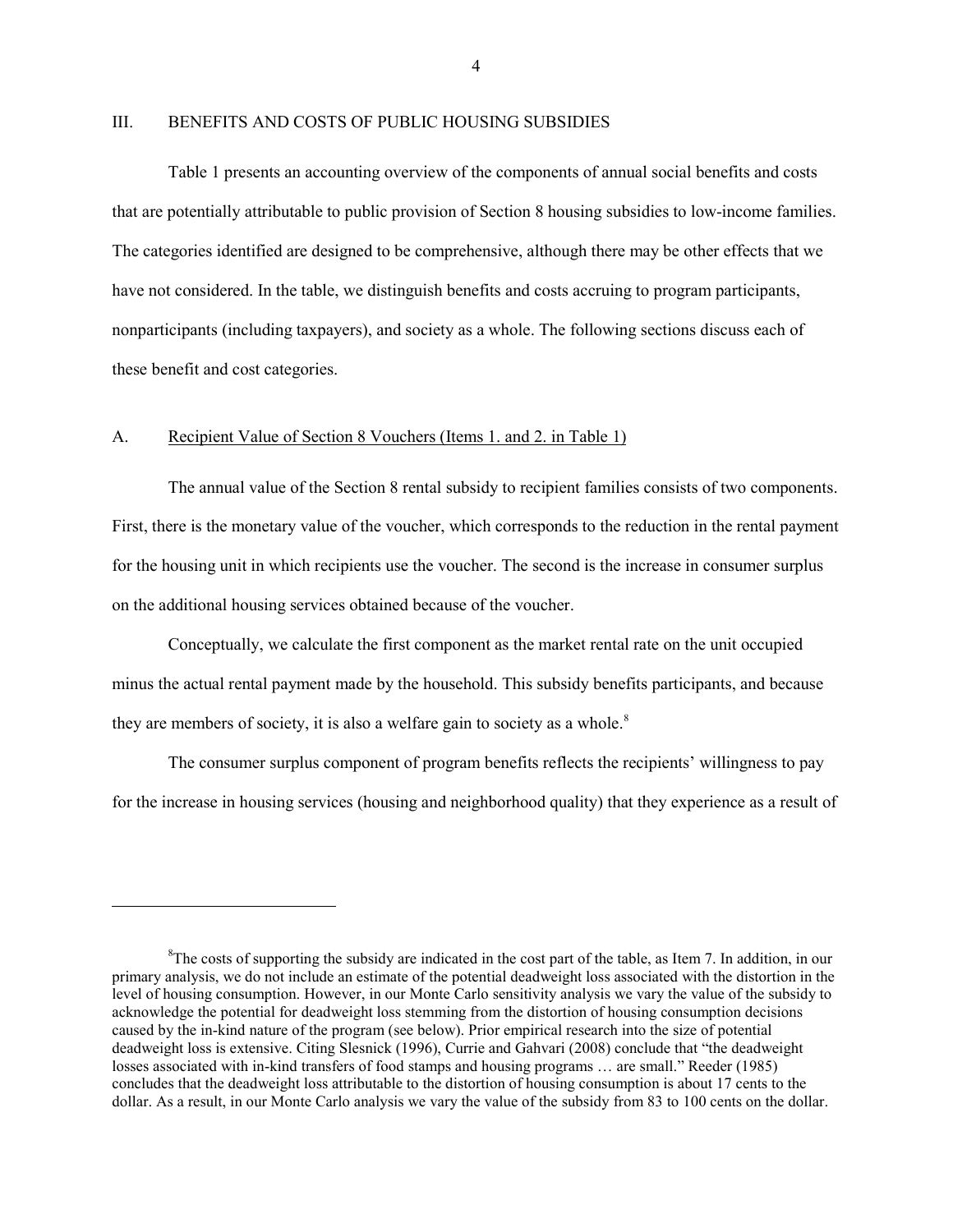## III. BENEFITS AND COSTS OF PUBLIC HOUSING SUBSIDIES

Table 1 presents an accounting overview of the components of annual social benefits and costs that are potentially attributable to public provision of Section 8 housing subsidies to low-income families. The categories identified are designed to be comprehensive, although there may be other effects that we have not considered. In the table, we distinguish benefits and costs accruing to program participants, nonparticipants (including taxpayers), and society as a whole. The following sections discuss each of these benefit and cost categories.

### A. Recipient Value of Section 8 Vouchers (Items 1. and 2. in Table 1)

The annual value of the Section 8 rental subsidy to recipient families consists of two components. First, there is the monetary value of the voucher, which corresponds to the reduction in the rental payment for the housing unit in which recipients use the voucher. The second is the increase in consumer surplus on the additional housing services obtained because of the voucher.

Conceptually, we calculate the first component as the market rental rate on the unit occupied minus the actual rental payment made by the household. This subsidy benefits participants, and because they are members of society, it is also a welfare gain to society as a whole.[8]

The consumer surplus component of program benefits reflects the recipients' willingness to pay for the increase in housing services (housing and neighborhood quality) that they experience as a result of

[8]The costs of supporting the subsidy are indicated in the cost part of the table, as Item 7. In addition, in our primary analysis, we do not include an estimate of the potential deadweight loss associated with the distortion in the level of housing consumption. However, in our Monte Carlo sensitivity analysis we vary the value of the subsidy to acknowledge the potential for deadweight loss stemming from the distortion of housing consumption decisions caused by the in-kind nature of the program (see below). Prior empirical research into the size of potential deadweight loss is extensive. Citing Slesnick (1996), Currie and Gahvari (2008) conclude that "the deadweight losses associated with in-kind transfers of food stamps and housing programs … are small." Reeder (1985) concludes that the deadweight loss attributable to the distortion of housing consumption is about 17 cents to the dollar. As a result, in our Monte Carlo analysis we vary the value of the subsidy from 83 to 100 cents on the dollar.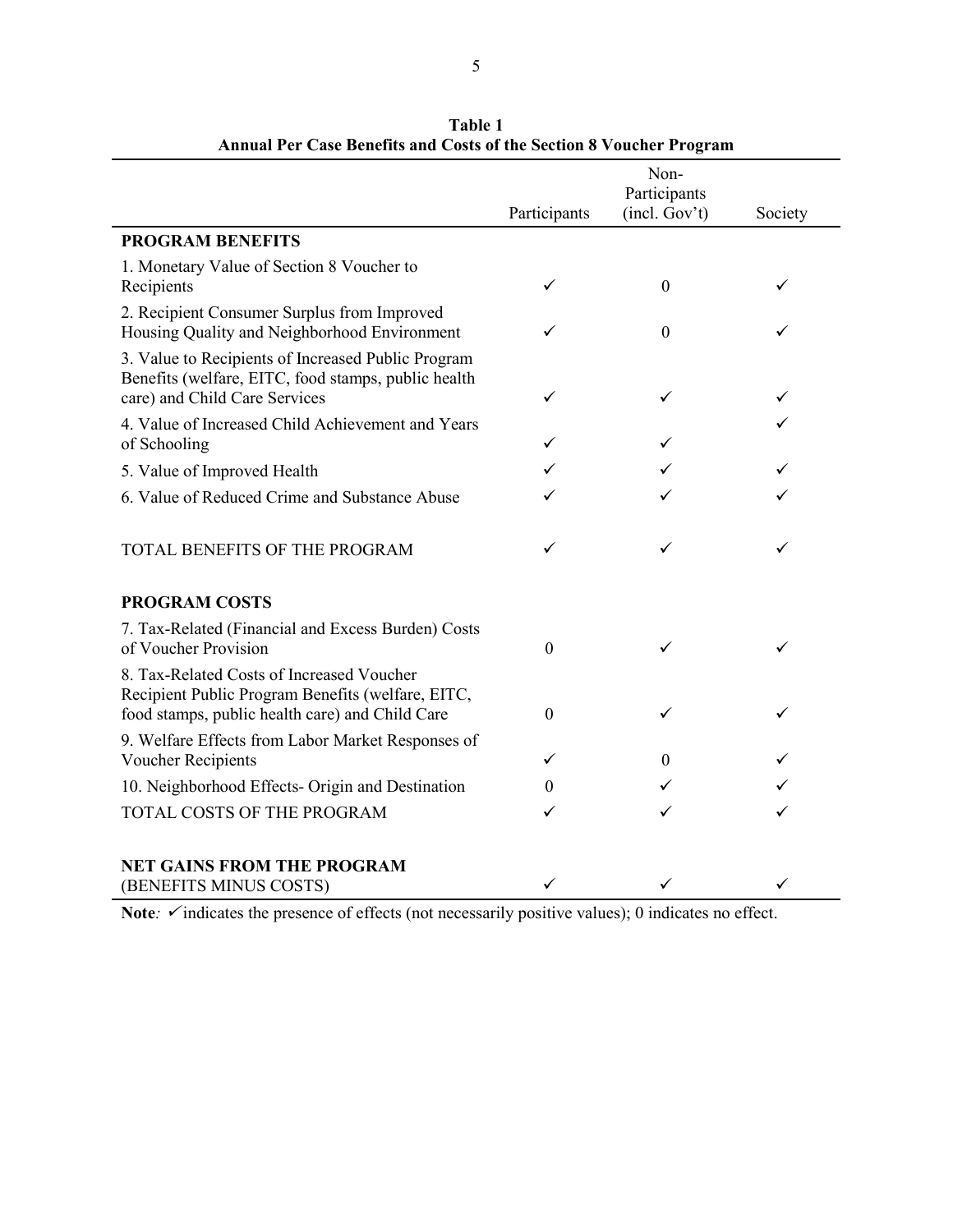**Table 1**
**Annual Per Case Benefits and Costs of the Section 8 Voucher Program**

| | Participants | Non-Participants (incl. Gov't) | Society |
|---|---|---|---|
| **PROGRAM BENEFITS** | | | |
| 1. Monetary Value of Section 8 Voucher to Recipients | ✓ | 0 | ✓ |
| 2. Recipient Consumer Surplus from Improved Housing Quality and Neighborhood Environment | ✓ | 0 | ✓ |
| 3. Value to Recipients of Increased Public Program Benefits (welfare, EITC, food stamps, public health care) and Child Care Services | ✓ | ✓ | ✓ |
| 4. Value of Increased Child Achievement and Years of Schooling | ✓ | ✓ | ✓ |
| 5. Value of Improved Health | ✓ | ✓ | ✓ |
| 6. Value of Reduced Crime and Substance Abuse | ✓ | ✓ | ✓ |
| TOTAL BENEFITS OF THE PROGRAM | ✓ | ✓ | ✓ |
| **PROGRAM COSTS** | | | |
| 7. Tax-Related (Financial and Excess Burden) Costs of Voucher Provision | 0 | ✓ | ✓ |
| 8. Tax-Related Costs of Increased Voucher Recipient Public Program Benefits (welfare, EITC, food stamps, public health care) and Child Care | 0 | ✓ | ✓ |
| 9. Welfare Effects from Labor Market Responses of Voucher Recipients | ✓ | 0 | ✓ |
| 10. Neighborhood Effects- Origin and Destination | 0 | ✓ | ✓ |
| TOTAL COSTS OF THE PROGRAM | ✓ | ✓ | ✓ |
| **NET GAINS FROM THE PROGRAM** (BENEFITS MINUS COSTS) | ✓ | ✓ | ✓ |

**Note**: ✓ indicates the presence of effects (not necessarily positive values); 0 indicates no effect.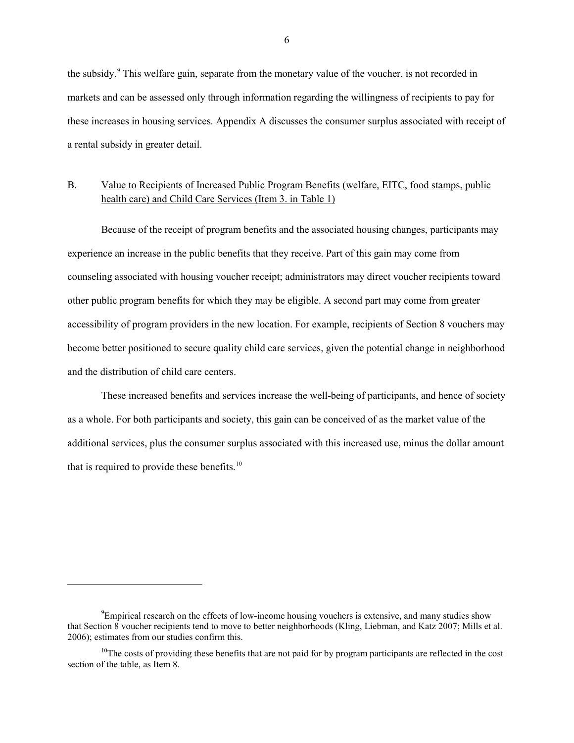the subsidy.[9] This welfare gain, separate from the monetary value of the voucher, is not recorded in markets and can be assessed only through information regarding the willingness of recipients to pay for these increases in housing services. Appendix A discusses the consumer surplus associated with receipt of a rental subsidy in greater detail.

## B. Value to Recipients of Increased Public Program Benefits (welfare, EITC, food stamps, public health care) and Child Care Services (Item 3. in Table 1)

Because of the receipt of program benefits and the associated housing changes, participants may experience an increase in the public benefits that they receive. Part of this gain may come from counseling associated with housing voucher receipt; administrators may direct voucher recipients toward other public program benefits for which they may be eligible. A second part may come from greater accessibility of program providers in the new location. For example, recipients of Section 8 vouchers may become better positioned to secure quality child care services, given the potential change in neighborhood and the distribution of child care centers.

These increased benefits and services increase the well-being of participants, and hence of society as a whole. For both participants and society, this gain can be conceived of as the market value of the additional services, plus the consumer surplus associated with this increased use, minus the dollar amount that is required to provide these benefits.[10]

---

[9] Empirical research on the effects of low-income housing vouchers is extensive, and many studies show that Section 8 voucher recipients tend to move to better neighborhoods (Kling, Liebman, and Katz 2007; Mills et al. 2006); estimates from our studies confirm this.

[10] The costs of providing these benefits that are not paid for by program participants are reflected in the cost section of the table, as Item 8.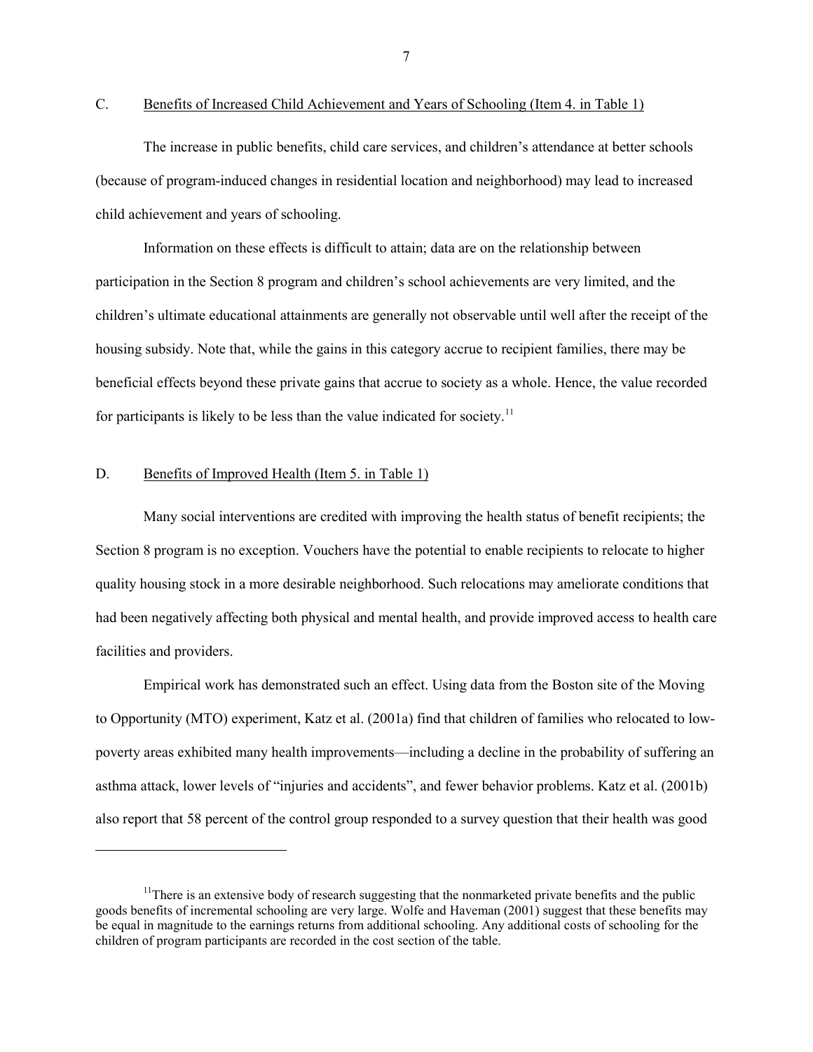### C. Benefits of Increased Child Achievement and Years of Schooling (Item 4. in Table 1)

The increase in public benefits, child care services, and children's attendance at better schools (because of program-induced changes in residential location and neighborhood) may lead to increased child achievement and years of schooling.

Information on these effects is difficult to attain; data are on the relationship between participation in the Section 8 program and children's school achievements are very limited, and the children's ultimate educational attainments are generally not observable until well after the receipt of the housing subsidy. Note that, while the gains in this category accrue to recipient families, there may be beneficial effects beyond these private gains that accrue to society as a whole. Hence, the value recorded for participants is likely to be less than the value indicated for society.[11]

### D. Benefits of Improved Health (Item 5. in Table 1)

Many social interventions are credited with improving the health status of benefit recipients; the Section 8 program is no exception. Vouchers have the potential to enable recipients to relocate to higher quality housing stock in a more desirable neighborhood. Such relocations may ameliorate conditions that had been negatively affecting both physical and mental health, and provide improved access to health care facilities and providers.

Empirical work has demonstrated such an effect. Using data from the Boston site of the Moving to Opportunity (MTO) experiment, Katz et al. (2001a) find that children of families who relocated to low-poverty areas exhibited many health improvements—including a decline in the probability of suffering an asthma attack, lower levels of "injuries and accidents", and fewer behavior problems. Katz et al. (2001b) also report that 58 percent of the control group responded to a survey question that their health was good

---

[11] There is an extensive body of research suggesting that the nonmarketed private benefits and the public goods benefits of incremental schooling are very large. Wolfe and Haveman (2001) suggest that these benefits may be equal in magnitude to the earnings returns from additional schooling. Any additional costs of schooling for the children of program participants are recorded in the cost section of the table.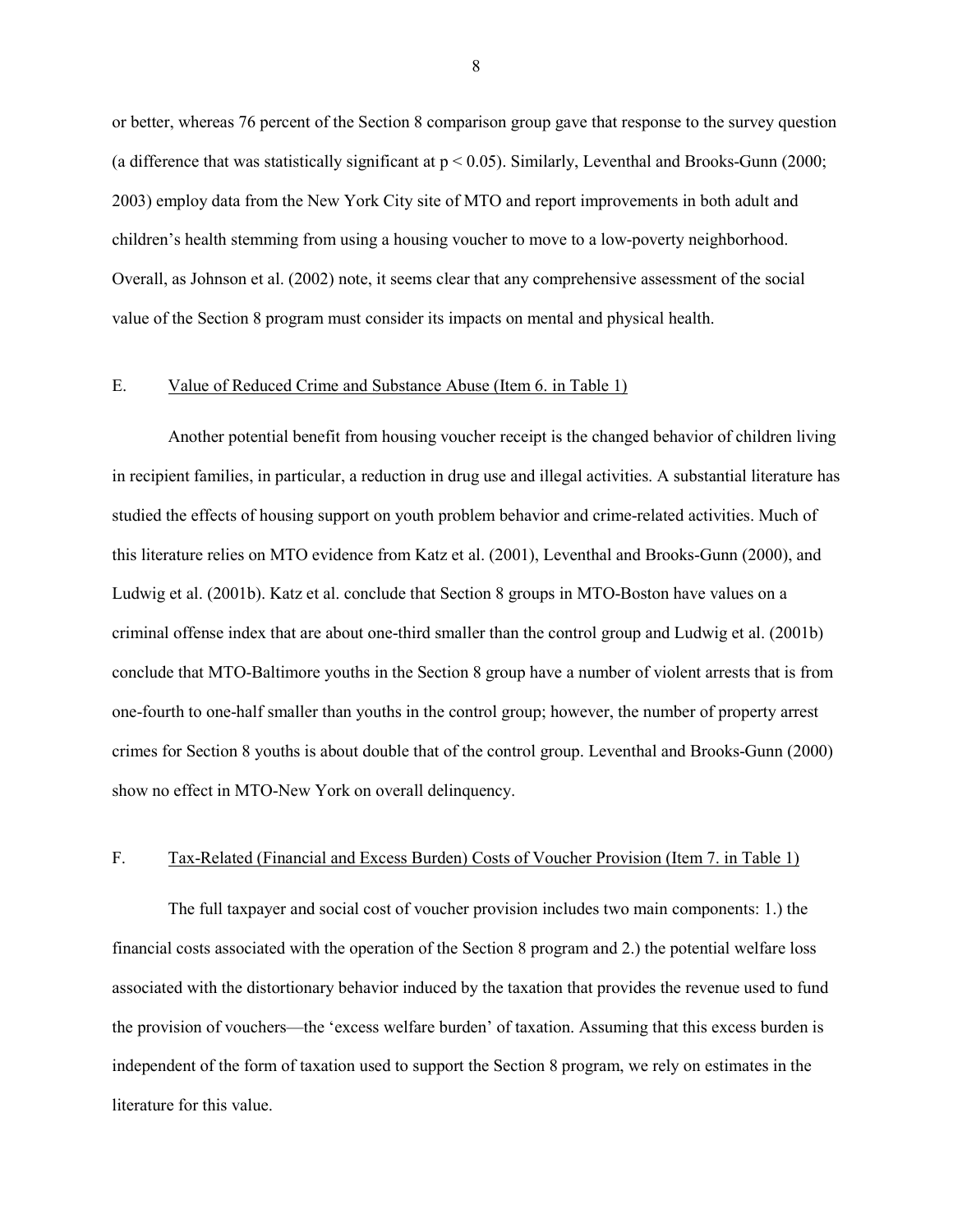or better, whereas 76 percent of the Section 8 comparison group gave that response to the survey question (a difference that was statistically significant at $p < 0.05$). Similarly, Leventhal and Brooks-Gunn (2000; 2003) employ data from the New York City site of MTO and report improvements in both adult and children's health stemming from using a housing voucher to move to a low-poverty neighborhood. Overall, as Johnson et al. (2002) note, it seems clear that any comprehensive assessment of the social value of the Section 8 program must consider its impacts on mental and physical health.

## E. Value of Reduced Crime and Substance Abuse (Item 6. in Table 1)

Another potential benefit from housing voucher receipt is the changed behavior of children living in recipient families, in particular, a reduction in drug use and illegal activities. A substantial literature has studied the effects of housing support on youth problem behavior and crime-related activities. Much of this literature relies on MTO evidence from Katz et al. (2001), Leventhal and Brooks-Gunn (2000), and Ludwig et al. (2001b). Katz et al. conclude that Section 8 groups in MTO-Boston have values on a criminal offense index that are about one-third smaller than the control group and Ludwig et al. (2001b) conclude that MTO-Baltimore youths in the Section 8 group have a number of violent arrests that is from one-fourth to one-half smaller than youths in the control group; however, the number of property arrest crimes for Section 8 youths is about double that of the control group. Leventhal and Brooks-Gunn (2000) show no effect in MTO-New York on overall delinquency.

## F. Tax-Related (Financial and Excess Burden) Costs of Voucher Provision (Item 7. in Table 1)

The full taxpayer and social cost of voucher provision includes two main components: 1.) the financial costs associated with the operation of the Section 8 program and 2.) the potential welfare loss associated with the distortionary behavior induced by the taxation that provides the revenue used to fund the provision of vouchers—the 'excess welfare burden' of taxation. Assuming that this excess burden is independent of the form of taxation used to support the Section 8 program, we rely on estimates in the literature for this value.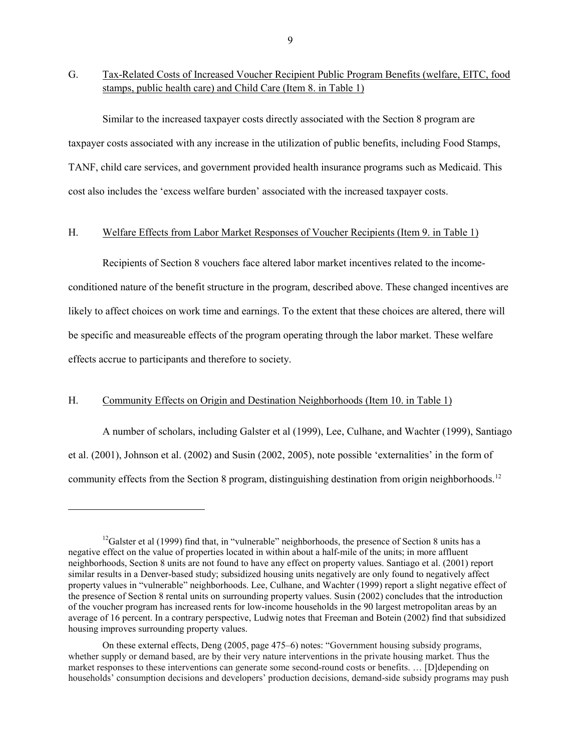## G. Tax-Related Costs of Increased Voucher Recipient Public Program Benefits (welfare, EITC, food stamps, public health care) and Child Care (Item 8. in Table 1)

Similar to the increased taxpayer costs directly associated with the Section 8 program are taxpayer costs associated with any increase in the utilization of public benefits, including Food Stamps, TANF, child care services, and government provided health insurance programs such as Medicaid. This cost also includes the 'excess welfare burden' associated with the increased taxpayer costs.

## H. Welfare Effects from Labor Market Responses of Voucher Recipients (Item 9. in Table 1)

Recipients of Section 8 vouchers face altered labor market incentives related to the income-conditioned nature of the benefit structure in the program, described above. These changed incentives are likely to affect choices on work time and earnings. To the extent that these choices are altered, there will be specific and measureable effects of the program operating through the labor market. These welfare effects accrue to participants and therefore to society.

## H. Community Effects on Origin and Destination Neighborhoods (Item 10. in Table 1)

A number of scholars, including Galster et al (1999), Lee, Culhane, and Wachter (1999), Santiago et al. (2001), Johnson et al. (2002) and Susin (2002, 2005), note possible 'externalities' in the form of community effects from the Section 8 program, distinguishing destination from origin neighborhoods.[12]

---

[12]Galster et al (1999) find that, in "vulnerable" neighborhoods, the presence of Section 8 units has a negative effect on the value of properties located in within about a half-mile of the units; in more affluent neighborhoods, Section 8 units are not found to have any effect on property values. Santiago et al. (2001) report similar results in a Denver-based study; subsidized housing units negatively are only found to negatively affect property values in "vulnerable" neighborhoods. Lee, Culhane, and Wachter (1999) report a slight negative effect of the presence of Section 8 rental units on surrounding property values. Susin (2002) concludes that the introduction of the voucher program has increased rents for low-income households in the 90 largest metropolitan areas by an average of 16 percent. In a contrary perspective, Ludwig notes that Freeman and Botein (2002) find that subsidized housing improves surrounding property values.

On these external effects, Deng (2005, page 475–6) notes: "Government housing subsidy programs, whether supply or demand based, are by their very nature interventions in the private housing market. Thus the market responses to these interventions can generate some second-round costs or benefits. … [D]depending on households' consumption decisions and developers' production decisions, demand-side subsidy programs may push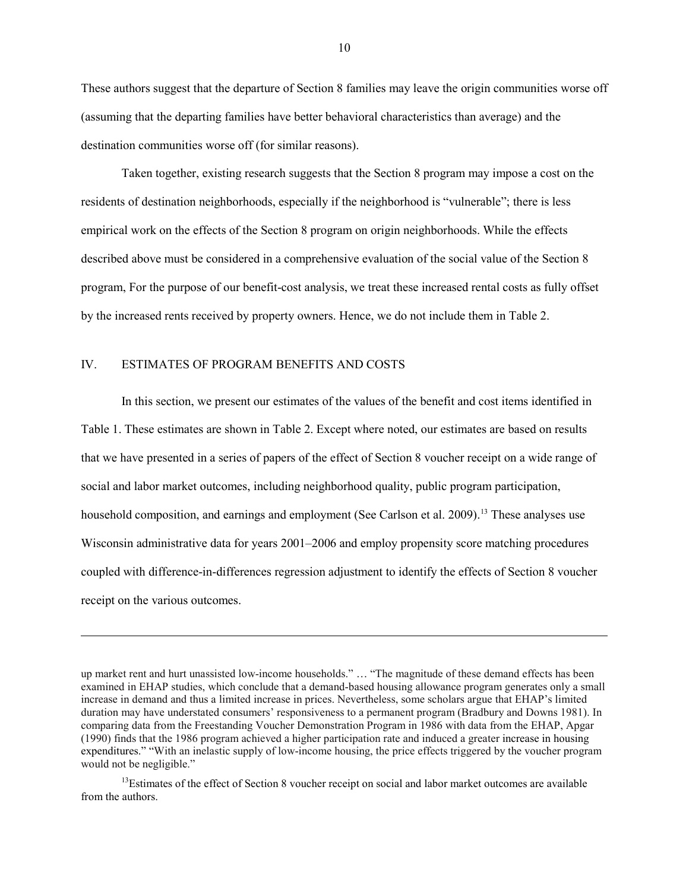These authors suggest that the departure of Section 8 families may leave the origin communities worse off (assuming that the departing families have better behavioral characteristics than average) and the destination communities worse off (for similar reasons).

Taken together, existing research suggests that the Section 8 program may impose a cost on the residents of destination neighborhoods, especially if the neighborhood is "vulnerable"; there is less empirical work on the effects of the Section 8 program on origin neighborhoods. While the effects described above must be considered in a comprehensive evaluation of the social value of the Section 8 program, For the purpose of our benefit-cost analysis, we treat these increased rental costs as fully offset by the increased rents received by property owners. Hence, we do not include them in Table 2.

## IV. ESTIMATES OF PROGRAM BENEFITS AND COSTS

In this section, we present our estimates of the values of the benefit and cost items identified in Table 1. These estimates are shown in Table 2. Except where noted, our estimates are based on results that we have presented in a series of papers of the effect of Section 8 voucher receipt on a wide range of social and labor market outcomes, including neighborhood quality, public program participation, household composition, and earnings and employment (See Carlson et al. 2009).[13] These analyses use Wisconsin administrative data for years 2001–2006 and employ propensity score matching procedures coupled with difference-in-differences regression adjustment to identify the effects of Section 8 voucher receipt on the various outcomes.

---

up market rent and hurt unassisted low-income households." … "The magnitude of these demand effects has been examined in EHAP studies, which conclude that a demand-based housing allowance program generates only a small increase in demand and thus a limited increase in prices. Nevertheless, some scholars argue that EHAP's limited duration may have understated consumers' responsiveness to a permanent program (Bradbury and Downs 1981). In comparing data from the Freestanding Voucher Demonstration Program in 1986 with data from the EHAP, Apgar (1990) finds that the 1986 program achieved a higher participation rate and induced a greater increase in housing expenditures." "With an inelastic supply of low-income housing, the price effects triggered by the voucher program would not be negligible."

[13]Estimates of the effect of Section 8 voucher receipt on social and labor market outcomes are available from the authors.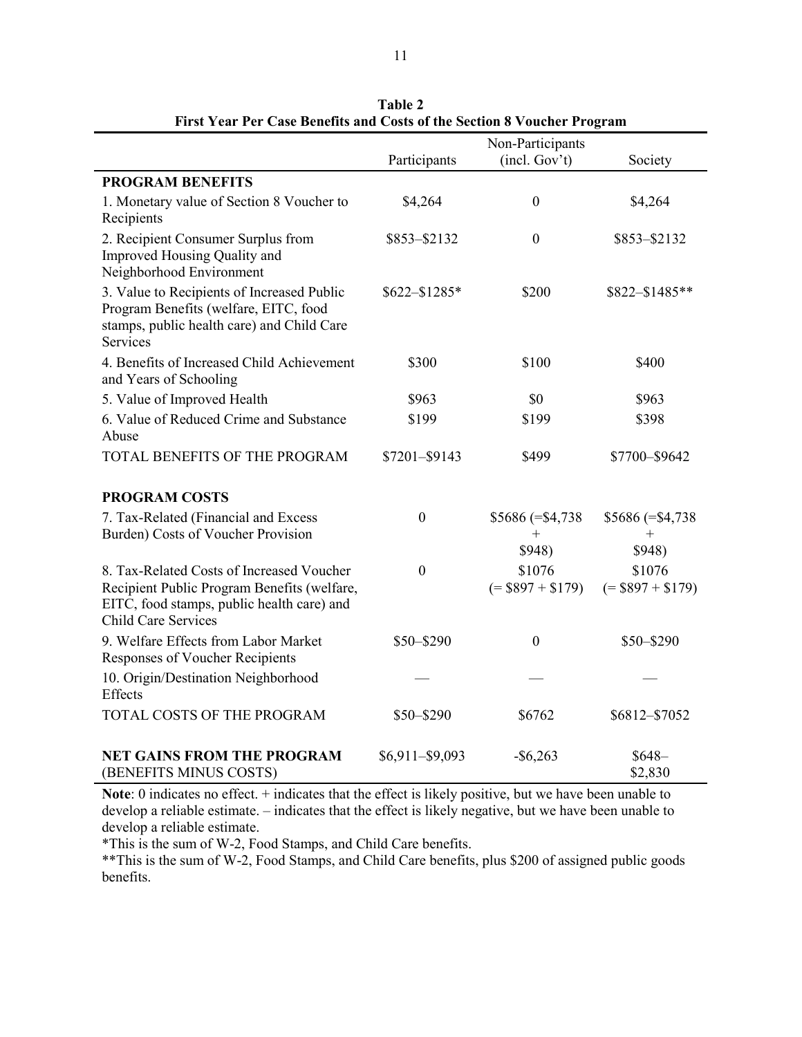**Table 2**
**First Year Per Case Benefits and Costs of the Section 8 Voucher Program**

| | Participants | Non-Participants (incl. Gov't) | Society |
|---|---|---|---|
| **PROGRAM BENEFITS** | | | |
| 1. Monetary value of Section 8 Voucher to Recipients | \$4,264 | 0 | \$4,264 |
| 2. Recipient Consumer Surplus from Improved Housing Quality and Neighborhood Environment | \$853–\$2132 | 0 | \$853–\$2132 |
| 3. Value to Recipients of Increased Public Program Benefits (welfare, EITC, food stamps, public health care) and Child Care Services | \$622–\$1285* | \$200 | \$822–\$1485** |
| 4. Benefits of Increased Child Achievement and Years of Schooling | \$300 | \$100 | \$400 |
| 5. Value of Improved Health | \$963 | \$0 | \$963 |
| 6. Value of Reduced Crime and Substance Abuse | \$199 | \$199 | \$398 |
| TOTAL BENEFITS OF THE PROGRAM | \$7201–\$9143 | \$499 | \$7700–\$9642 |
| **PROGRAM COSTS** | | | |
| 7. Tax-Related (Financial and Excess Burden) Costs of Voucher Provision | 0 | \$5686 (=\$4,738 + \$948) | \$5686 (=\$4,738 + \$948) |
| 8. Tax-Related Costs of Increased Voucher Recipient Public Program Benefits (welfare, EITC, food stamps, public health care) and Child Care Services | 0 | \$1076 (= \$897 + \$179) | \$1076 (= \$897 + \$179) |
| 9. Welfare Effects from Labor Market Responses of Voucher Recipients | \$50–\$290 | 0 | \$50–\$290 |
| 10. Origin/Destination Neighborhood Effects | — | — | — |
| TOTAL COSTS OF THE PROGRAM | \$50–\$290 | \$6762 | \$6812–\$7052 |
| **NET GAINS FROM THE PROGRAM** (BENEFITS MINUS COSTS) | \$6,911–\$9,093 | -\$6,263 | \$648–\$2,830 |

**Note**: 0 indicates no effect. + indicates that the effect is likely positive, but we have been unable to develop a reliable estimate. – indicates that the effect is likely negative, but we have been unable to develop a reliable estimate.

*This is the sum of W-2, Food Stamps, and Child Care benefits.

**This is the sum of W-2, Food Stamps, and Child Care benefits, plus \$200 of assigned public goods benefits.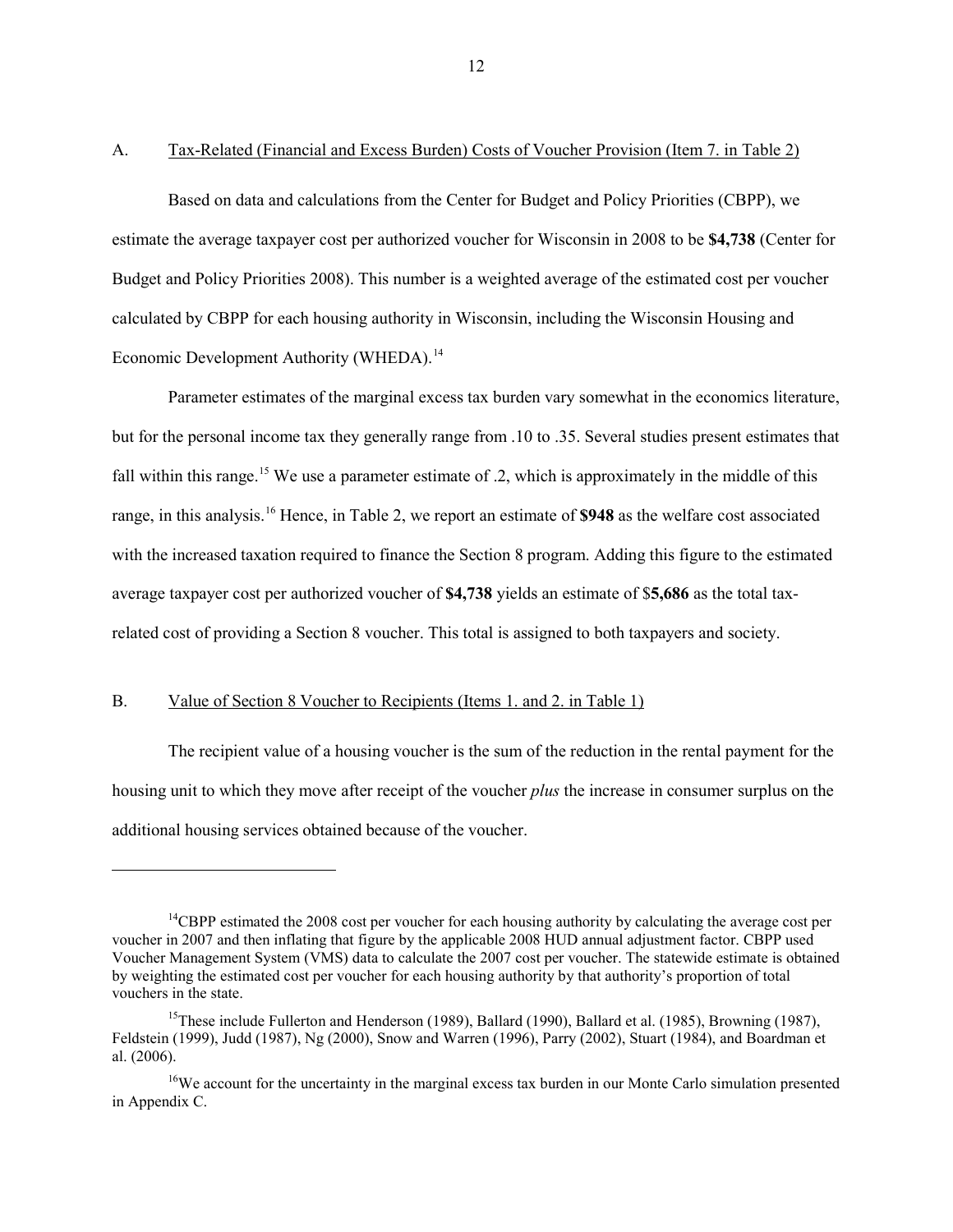## A. Tax-Related (Financial and Excess Burden) Costs of Voucher Provision (Item 7. in Table 2)

Based on data and calculations from the Center for Budget and Policy Priorities (CBPP), we estimate the average taxpayer cost per authorized voucher for Wisconsin in 2008 to be **$4,738** (Center for Budget and Policy Priorities 2008). This number is a weighted average of the estimated cost per voucher calculated by CBPP for each housing authority in Wisconsin, including the Wisconsin Housing and Economic Development Authority (WHEDA).[14]

Parameter estimates of the marginal excess tax burden vary somewhat in the economics literature, but for the personal income tax they generally range from .10 to .35. Several studies present estimates that fall within this range.[15] We use a parameter estimate of .2, which is approximately in the middle of this range, in this analysis.[16] Hence, in Table 2, we report an estimate of **$948** as the welfare cost associated with the increased taxation required to finance the Section 8 program. Adding this figure to the estimated average taxpayer cost per authorized voucher of **$4,738** yields an estimate of $**5,686** as the total tax-related cost of providing a Section 8 voucher. This total is assigned to both taxpayers and society.

## B. Value of Section 8 Voucher to Recipients (Items 1. and 2. in Table 1)

The recipient value of a housing voucher is the sum of the reduction in the rental payment for the housing unit to which they move after receipt of the voucher *plus* the increase in consumer surplus on the additional housing services obtained because of the voucher.

---

[14] CBPP estimated the 2008 cost per voucher for each housing authority by calculating the average cost per voucher in 2007 and then inflating that figure by the applicable 2008 HUD annual adjustment factor. CBPP used Voucher Management System (VMS) data to calculate the 2007 cost per voucher. The statewide estimate is obtained by weighting the estimated cost per voucher for each housing authority by that authority's proportion of total vouchers in the state.

[15] These include Fullerton and Henderson (1989), Ballard (1990), Ballard et al. (1985), Browning (1987), Feldstein (1999), Judd (1987), Ng (2000), Snow and Warren (1996), Parry (2002), Stuart (1984), and Boardman et al. (2006).

[16] We account for the uncertainty in the marginal excess tax burden in our Monte Carlo simulation presented in Appendix C.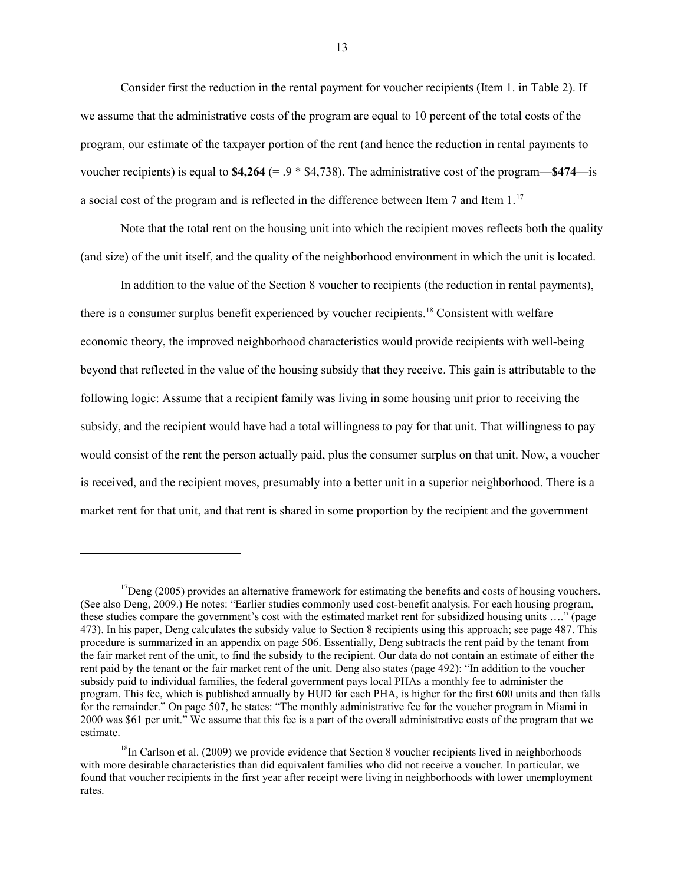Consider first the reduction in the rental payment for voucher recipients (Item 1. in Table 2). If we assume that the administrative costs of the program are equal to 10 percent of the total costs of the program, our estimate of the taxpayer portion of the rent (and hence the reduction in rental payments to voucher recipients) is equal to **$4,264** (= .9 * $4,738). The administrative cost of the program—**$474**—is a social cost of the program and is reflected in the difference between Item 7 and Item 1.[17]

Note that the total rent on the housing unit into which the recipient moves reflects both the quality (and size) of the unit itself, and the quality of the neighborhood environment in which the unit is located.

In addition to the value of the Section 8 voucher to recipients (the reduction in rental payments), there is a consumer surplus benefit experienced by voucher recipients.[18] Consistent with welfare economic theory, the improved neighborhood characteristics would provide recipients with well-being beyond that reflected in the value of the housing subsidy that they receive. This gain is attributable to the following logic: Assume that a recipient family was living in some housing unit prior to receiving the subsidy, and the recipient would have had a total willingness to pay for that unit. That willingness to pay would consist of the rent the person actually paid, plus the consumer surplus on that unit. Now, a voucher is received, and the recipient moves, presumably into a better unit in a superior neighborhood. There is a market rent for that unit, and that rent is shared in some proportion by the recipient and the government

---

[17] Deng (2005) provides an alternative framework for estimating the benefits and costs of housing vouchers. (See also Deng, 2009.) He notes: "Earlier studies commonly used cost-benefit analysis. For each housing program, these studies compare the government's cost with the estimated market rent for subsidized housing units …." (page 473). In his paper, Deng calculates the subsidy value to Section 8 recipients using this approach; see page 487. This procedure is summarized in an appendix on page 506. Essentially, Deng subtracts the rent paid by the tenant from the fair market rent of the unit, to find the subsidy to the recipient. Our data do not contain an estimate of either the rent paid by the tenant or the fair market rent of the unit. Deng also states (page 492): "In addition to the voucher subsidy paid to individual families, the federal government pays local PHAs a monthly fee to administer the program. This fee, which is published annually by HUD for each PHA, is higher for the first 600 units and then falls for the remainder." On page 507, he states: "The monthly administrative fee for the voucher program in Miami in 2000 was $61 per unit." We assume that this fee is a part of the overall administrative costs of the program that we estimate.

[18] In Carlson et al. (2009) we provide evidence that Section 8 voucher recipients lived in neighborhoods with more desirable characteristics than did equivalent families who did not receive a voucher. In particular, we found that voucher recipients in the first year after receipt were living in neighborhoods with lower unemployment rates.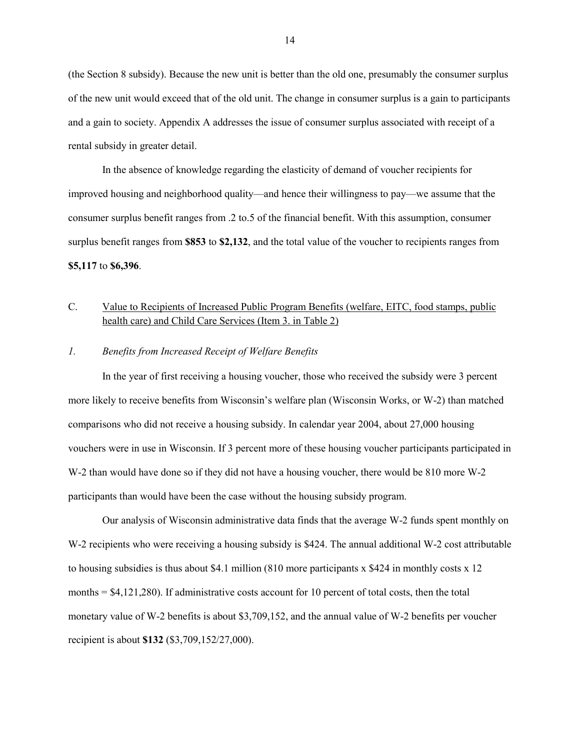(the Section 8 subsidy). Because the new unit is better than the old one, presumably the consumer surplus of the new unit would exceed that of the old unit. The change in consumer surplus is a gain to participants and a gain to society. Appendix A addresses the issue of consumer surplus associated with receipt of a rental subsidy in greater detail.

In the absence of knowledge regarding the elasticity of demand of voucher recipients for improved housing and neighborhood quality—and hence their willingness to pay—we assume that the consumer surplus benefit ranges from .2 to.5 of the financial benefit. With this assumption, consumer surplus benefit ranges from **$853** to **$2,132**, and the total value of the voucher to recipients ranges from **$5,117** to **$6,396**.

## C. Value to Recipients of Increased Public Program Benefits (welfare, EITC, food stamps, public health care) and Child Care Services (Item 3. in Table 2)

### *1. Benefits from Increased Receipt of Welfare Benefits*

In the year of first receiving a housing voucher, those who received the subsidy were 3 percent more likely to receive benefits from Wisconsin's welfare plan (Wisconsin Works, or W-2) than matched comparisons who did not receive a housing subsidy. In calendar year 2004, about 27,000 housing vouchers were in use in Wisconsin. If 3 percent more of these housing voucher participants participated in W-2 than would have done so if they did not have a housing voucher, there would be 810 more W-2 participants than would have been the case without the housing subsidy program.

Our analysis of Wisconsin administrative data finds that the average W-2 funds spent monthly on W-2 recipients who were receiving a housing subsidy is $424. The annual additional W-2 cost attributable to housing subsidies is thus about $4.1 million (810 more participants x $424 in monthly costs x 12 months = $4,121,280). If administrative costs account for 10 percent of total costs, then the total monetary value of W-2 benefits is about $3,709,152, and the annual value of W-2 benefits per voucher recipient is about **$132** ($3,709,152/27,000).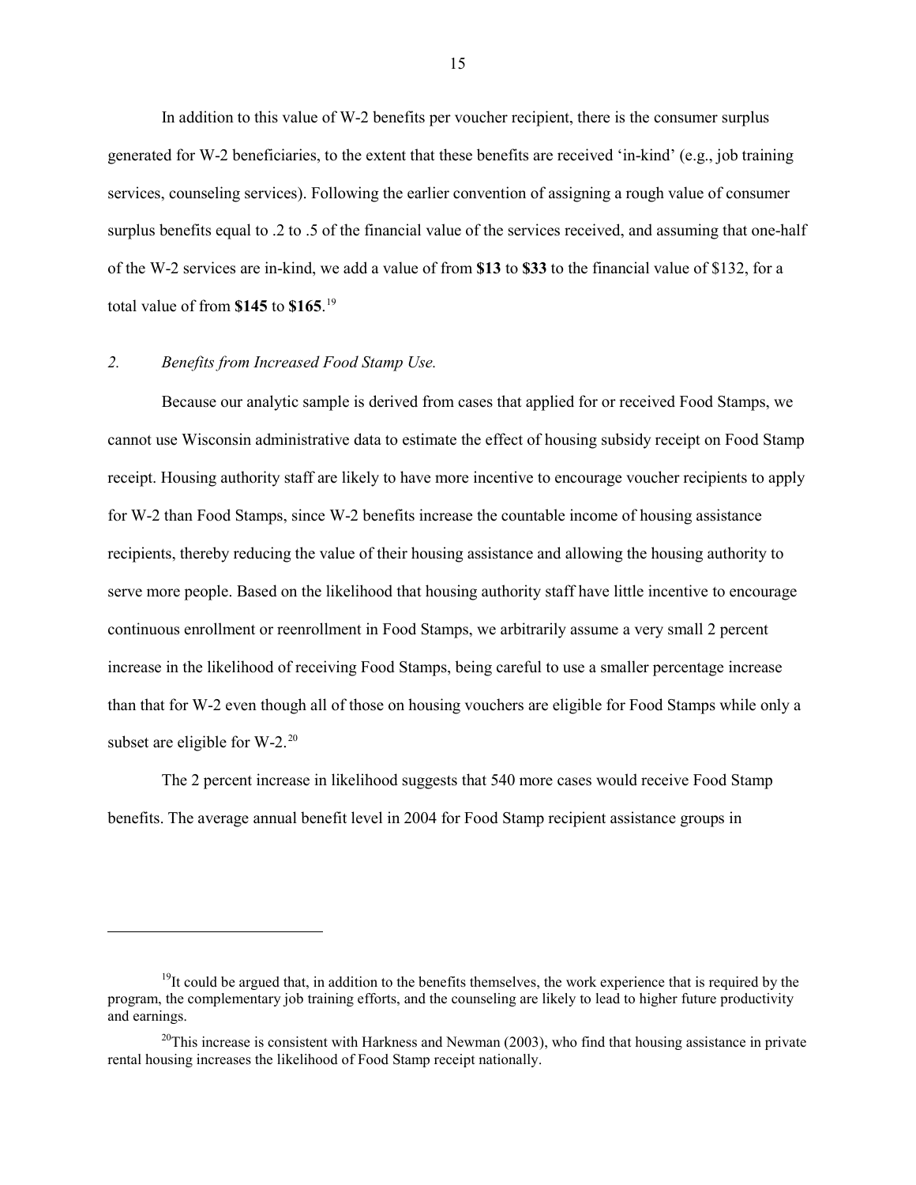In addition to this value of W-2 benefits per voucher recipient, there is the consumer surplus generated for W-2 beneficiaries, to the extent that these benefits are received 'in-kind' (e.g., job training services, counseling services). Following the earlier convention of assigning a rough value of consumer surplus benefits equal to .2 to .5 of the financial value of the services received, and assuming that one-half of the W-2 services are in-kind, we add a value of from **$13** to **$33** to the financial value of $132, for a total value of from **$145** to **$165**.[19]

### *2. Benefits from Increased Food Stamp Use.*

Because our analytic sample is derived from cases that applied for or received Food Stamps, we cannot use Wisconsin administrative data to estimate the effect of housing subsidy receipt on Food Stamp receipt. Housing authority staff are likely to have more incentive to encourage voucher recipients to apply for W-2 than Food Stamps, since W-2 benefits increase the countable income of housing assistance recipients, thereby reducing the value of their housing assistance and allowing the housing authority to serve more people. Based on the likelihood that housing authority staff have little incentive to encourage continuous enrollment or reenrollment in Food Stamps, we arbitrarily assume a very small 2 percent increase in the likelihood of receiving Food Stamps, being careful to use a smaller percentage increase than that for W-2 even though all of those on housing vouchers are eligible for Food Stamps while only a subset are eligible for W-2.[20]

The 2 percent increase in likelihood suggests that 540 more cases would receive Food Stamp benefits. The average annual benefit level in 2004 for Food Stamp recipient assistance groups in

---

[19]It could be argued that, in addition to the benefits themselves, the work experience that is required by the program, the complementary job training efforts, and the counseling are likely to lead to higher future productivity and earnings.

[20]This increase is consistent with Harkness and Newman (2003), who find that housing assistance in private rental housing increases the likelihood of Food Stamp receipt nationally.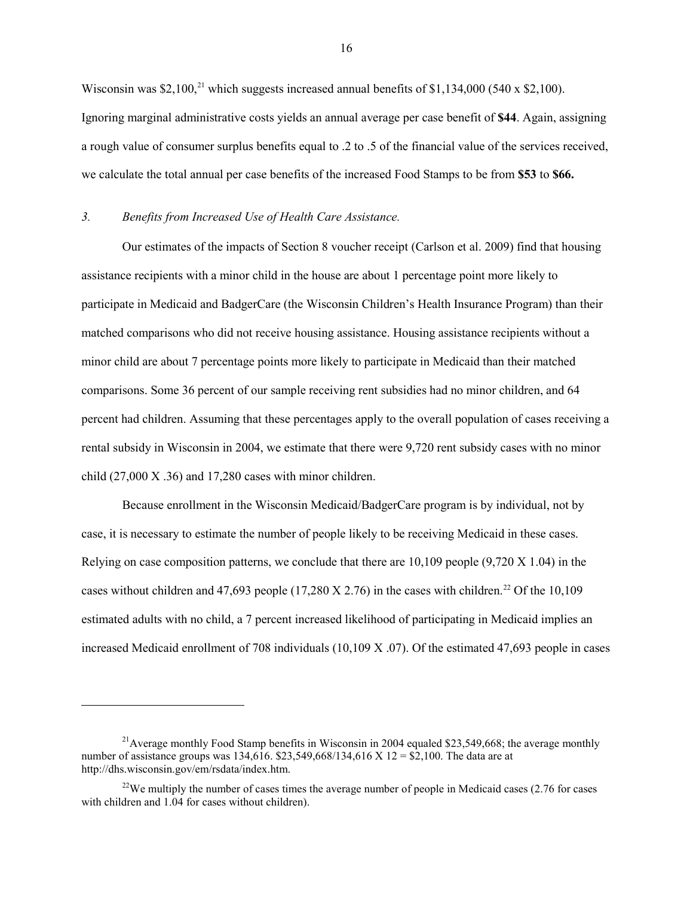Wisconsin was $2,100,[21] which suggests increased annual benefits of $1,134,000 (540 x $2,100). Ignoring marginal administrative costs yields an annual average per case benefit of **$44**. Again, assigning a rough value of consumer surplus benefits equal to .2 to .5 of the financial value of the services received, we calculate the total annual per case benefits of the increased Food Stamps to be from **$53** to **$66.**

### *3. Benefits from Increased Use of Health Care Assistance.*

Our estimates of the impacts of Section 8 voucher receipt (Carlson et al. 2009) find that housing assistance recipients with a minor child in the house are about 1 percentage point more likely to participate in Medicaid and BadgerCare (the Wisconsin Children's Health Insurance Program) than their matched comparisons who did not receive housing assistance. Housing assistance recipients without a minor child are about 7 percentage points more likely to participate in Medicaid than their matched comparisons. Some 36 percent of our sample receiving rent subsidies had no minor children, and 64 percent had children. Assuming that these percentages apply to the overall population of cases receiving a rental subsidy in Wisconsin in 2004, we estimate that there were 9,720 rent subsidy cases with no minor child (27,000 X .36) and 17,280 cases with minor children.

Because enrollment in the Wisconsin Medicaid/BadgerCare program is by individual, not by case, it is necessary to estimate the number of people likely to be receiving Medicaid in these cases. Relying on case composition patterns, we conclude that there are 10,109 people (9,720 X 1.04) in the cases without children and 47,693 people (17,280 X 2.76) in the cases with children.[22] Of the 10,109 estimated adults with no child, a 7 percent increased likelihood of participating in Medicaid implies an increased Medicaid enrollment of 708 individuals (10,109 X .07). Of the estimated 47,693 people in cases

---

[21] Average monthly Food Stamp benefits in Wisconsin in 2004 equaled $23,549,668; the average monthly number of assistance groups was 134,616. $23,549,668/134,616 X 12 = $2,100. The data are at http://dhs.wisconsin.gov/em/rsdata/index.htm.

[22] We multiply the number of cases times the average number of people in Medicaid cases (2.76 for cases with children and 1.04 for cases without children).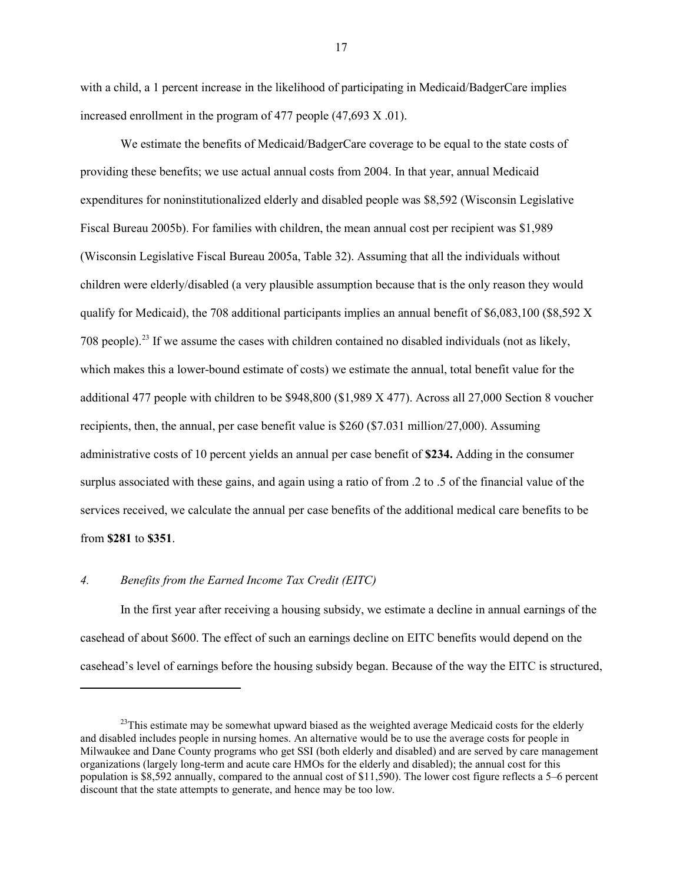with a child, a 1 percent increase in the likelihood of participating in Medicaid/BadgerCare implies increased enrollment in the program of 477 people (47,693 X .01).

We estimate the benefits of Medicaid/BadgerCare coverage to be equal to the state costs of providing these benefits; we use actual annual costs from 2004. In that year, annual Medicaid expenditures for noninstitutionalized elderly and disabled people was $8,592 (Wisconsin Legislative Fiscal Bureau 2005b). For families with children, the mean annual cost per recipient was $1,989 (Wisconsin Legislative Fiscal Bureau 2005a, Table 32). Assuming that all the individuals without children were elderly/disabled (a very plausible assumption because that is the only reason they would qualify for Medicaid), the 708 additional participants implies an annual benefit of $6,083,100 ($8,592 X 708 people).[23] If we assume the cases with children contained no disabled individuals (not as likely, which makes this a lower-bound estimate of costs) we estimate the annual, total benefit value for the additional 477 people with children to be $948,800 ($1,989 X 477). Across all 27,000 Section 8 voucher recipients, then, the annual, per case benefit value is $260 ($7.031 million/27,000). Assuming administrative costs of 10 percent yields an annual per case benefit of **$234.** Adding in the consumer surplus associated with these gains, and again using a ratio of from .2 to .5 of the financial value of the services received, we calculate the annual per case benefits of the additional medical care benefits to be from **$281** to **$351**.

### *4. Benefits from the Earned Income Tax Credit (EITC)*

In the first year after receiving a housing subsidy, we estimate a decline in annual earnings of the casehead of about $600. The effect of such an earnings decline on EITC benefits would depend on the casehead's level of earnings before the housing subsidy began. Because of the way the EITC is structured,

---

[23]This estimate may be somewhat upward biased as the weighted average Medicaid costs for the elderly and disabled includes people in nursing homes. An alternative would be to use the average costs for people in Milwaukee and Dane County programs who get SSI (both elderly and disabled) and are served by care management organizations (largely long-term and acute care HMOs for the elderly and disabled); the annual cost for this population is $8,592 annually, compared to the annual cost of $11,590). The lower cost figure reflects a 5–6 percent discount that the state attempts to generate, and hence may be too low.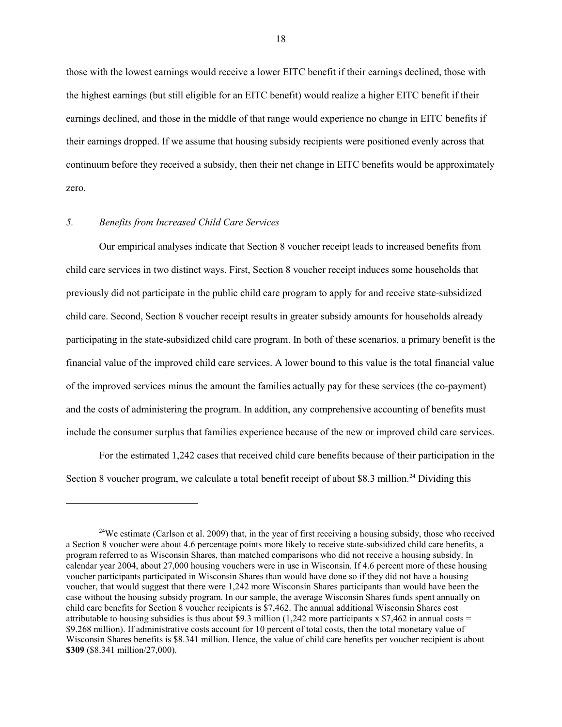those with the lowest earnings would receive a lower EITC benefit if their earnings declined, those with the highest earnings (but still eligible for an EITC benefit) would realize a higher EITC benefit if their earnings declined, and those in the middle of that range would experience no change in EITC benefits if their earnings dropped. If we assume that housing subsidy recipients were positioned evenly across that continuum before they received a subsidy, then their net change in EITC benefits would be approximately zero.

### *5. Benefits from Increased Child Care Services*

Our empirical analyses indicate that Section 8 voucher receipt leads to increased benefits from child care services in two distinct ways. First, Section 8 voucher receipt induces some households that previously did not participate in the public child care program to apply for and receive state-subsidized child care. Second, Section 8 voucher receipt results in greater subsidy amounts for households already participating in the state-subsidized child care program. In both of these scenarios, a primary benefit is the financial value of the improved child care services. A lower bound to this value is the total financial value of the improved services minus the amount the families actually pay for these services (the co-payment) and the costs of administering the program. In addition, any comprehensive accounting of benefits must include the consumer surplus that families experience because of the new or improved child care services.

For the estimated 1,242 cases that received child care benefits because of their participation in the Section 8 voucher program, we calculate a total benefit receipt of about \$8.3 million.[24] Dividing this

---

[24]We estimate (Carlson et al. 2009) that, in the year of first receiving a housing subsidy, those who received a Section 8 voucher were about 4.6 percentage points more likely to receive state-subsidized child care benefits, a program referred to as Wisconsin Shares, than matched comparisons who did not receive a housing subsidy. In calendar year 2004, about 27,000 housing vouchers were in use in Wisconsin. If 4.6 percent more of these housing voucher participants participated in Wisconsin Shares than would have done so if they did not have a housing voucher, that would suggest that there were 1,242 more Wisconsin Shares participants than would have been the case without the housing subsidy program. In our sample, the average Wisconsin Shares funds spent annually on child care benefits for Section 8 voucher recipients is \$7,462. The annual additional Wisconsin Shares cost attributable to housing subsidies is thus about \$9.3 million (1,242 more participants x \$7,462 in annual costs = \$9.268 million). If administrative costs account for 10 percent of total costs, then the total monetary value of Wisconsin Shares benefits is \$8.341 million. Hence, the value of child care benefits per voucher recipient is about **\$309** (\$8.341 million/27,000).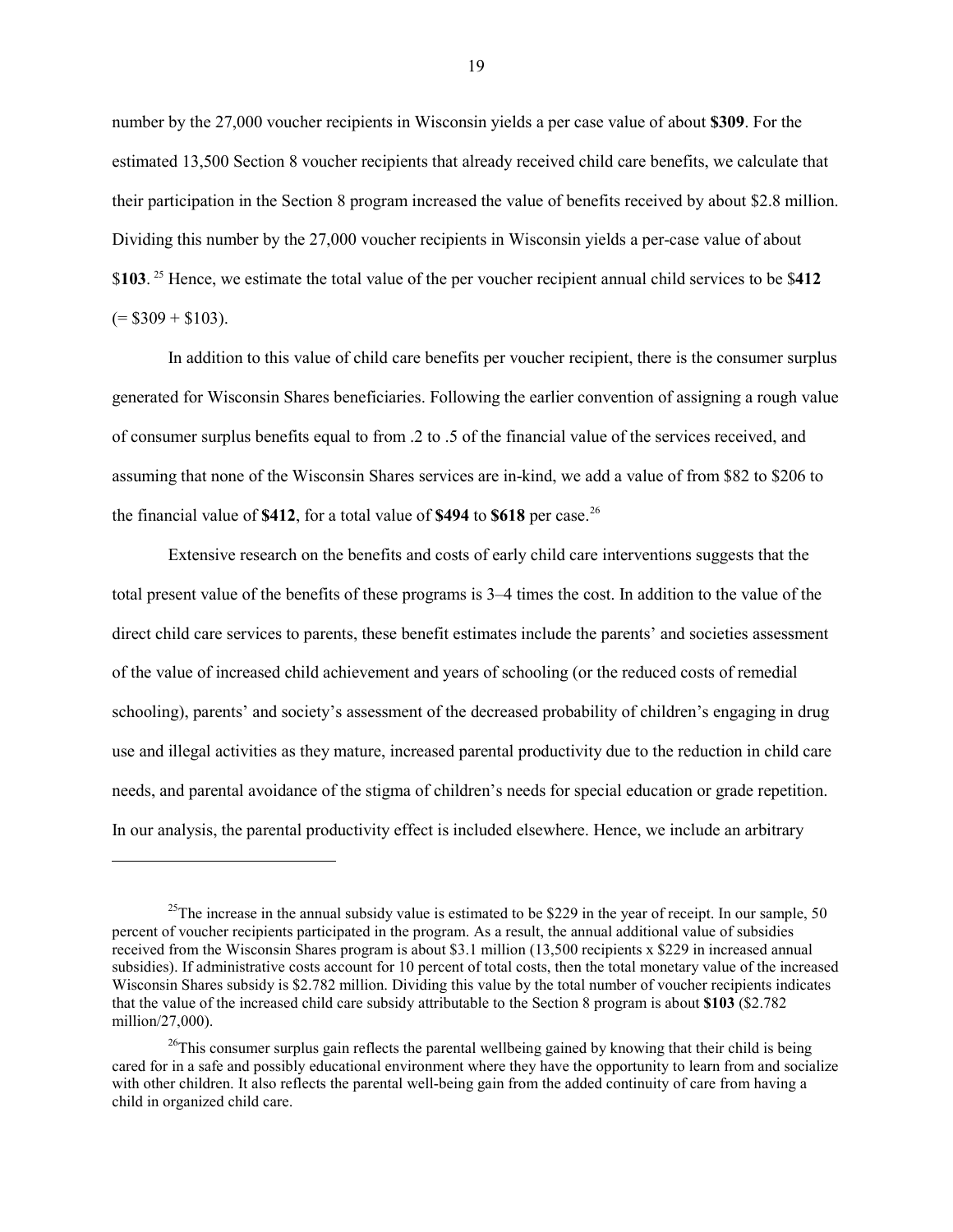number by the 27,000 voucher recipients in Wisconsin yields a per case value of about **$309**. For the estimated 13,500 Section 8 voucher recipients that already received child care benefits, we calculate that their participation in the Section 8 program increased the value of benefits received by about $2.8 million. Dividing this number by the 27,000 voucher recipients in Wisconsin yields a per-case value of about $**103**. [25] Hence, we estimate the total value of the per voucher recipient annual child services to be $**412** (= $309 + $103).

In addition to this value of child care benefits per voucher recipient, there is the consumer surplus generated for Wisconsin Shares beneficiaries. Following the earlier convention of assigning a rough value of consumer surplus benefits equal to from .2 to .5 of the financial value of the services received, and assuming that none of the Wisconsin Shares services are in-kind, we add a value of from $82 to $206 to the financial value of **$412**, for a total value of **$494** to **$618** per case.[26]

Extensive research on the benefits and costs of early child care interventions suggests that the total present value of the benefits of these programs is 3–4 times the cost. In addition to the value of the direct child care services to parents, these benefit estimates include the parents' and societies assessment of the value of increased child achievement and years of schooling (or the reduced costs of remedial schooling), parents' and society's assessment of the decreased probability of children's engaging in drug use and illegal activities as they mature, increased parental productivity due to the reduction in child care needs, and parental avoidance of the stigma of children's needs for special education or grade repetition. In our analysis, the parental productivity effect is included elsewhere. Hence, we include an arbitrary

---

[25]The increase in the annual subsidy value is estimated to be $229 in the year of receipt. In our sample, 50 percent of voucher recipients participated in the program. As a result, the annual additional value of subsidies received from the Wisconsin Shares program is about $3.1 million (13,500 recipients x $229 in increased annual subsidies). If administrative costs account for 10 percent of total costs, then the total monetary value of the increased Wisconsin Shares subsidy is $2.782 million. Dividing this value by the total number of voucher recipients indicates that the value of the increased child care subsidy attributable to the Section 8 program is about **$103** ($2.782 million/27,000).

[26]This consumer surplus gain reflects the parental wellbeing gained by knowing that their child is being cared for in a safe and possibly educational environment where they have the opportunity to learn from and socialize with other children. It also reflects the parental well-being gain from the added continuity of care from having a child in organized child care.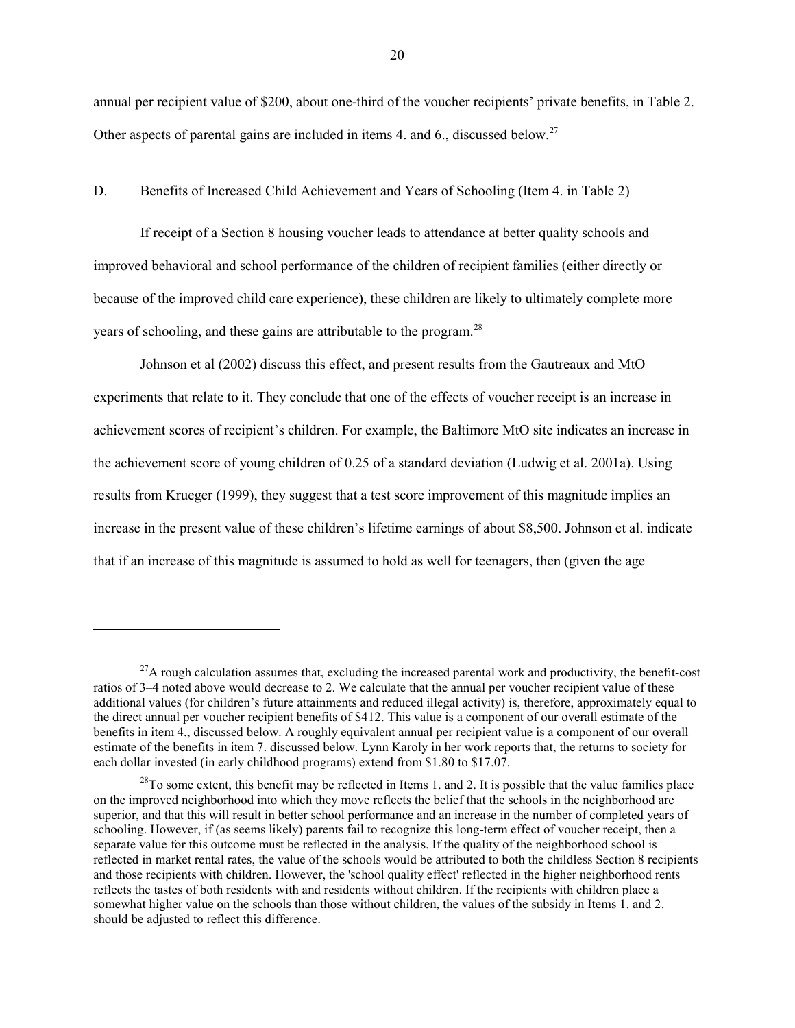annual per recipient value of \$200, about one-third of the voucher recipients' private benefits, in Table 2. Other aspects of parental gains are included in items 4. and 6., discussed below.[27]

## D. Benefits of Increased Child Achievement and Years of Schooling (Item 4. in Table 2)

If receipt of a Section 8 housing voucher leads to attendance at better quality schools and improved behavioral and school performance of the children of recipient families (either directly or because of the improved child care experience), these children are likely to ultimately complete more years of schooling, and these gains are attributable to the program.[28]

Johnson et al (2002) discuss this effect, and present results from the Gautreaux and MtO experiments that relate to it. They conclude that one of the effects of voucher receipt is an increase in achievement scores of recipient's children. For example, the Baltimore MtO site indicates an increase in the achievement score of young children of 0.25 of a standard deviation (Ludwig et al. 2001a). Using results from Krueger (1999), they suggest that a test score improvement of this magnitude implies an increase in the present value of these children's lifetime earnings of about \$8,500. Johnson et al. indicate that if an increase of this magnitude is assumed to hold as well for teenagers, then (given the age

---

[27] A rough calculation assumes that, excluding the increased parental work and productivity, the benefit-cost ratios of 3–4 noted above would decrease to 2. We calculate that the annual per voucher recipient value of these additional values (for children's future attainments and reduced illegal activity) is, therefore, approximately equal to the direct annual per voucher recipient benefits of \$412. This value is a component of our overall estimate of the benefits in item 4., discussed below. A roughly equivalent annual per recipient value is a component of our overall estimate of the benefits in item 7. discussed below. Lynn Karoly in her work reports that, the returns to society for each dollar invested (in early childhood programs) extend from \$1.80 to \$17.07.

[28] To some extent, this benefit may be reflected in Items 1. and 2. It is possible that the value families place on the improved neighborhood into which they move reflects the belief that the schools in the neighborhood are superior, and that this will result in better school performance and an increase in the number of completed years of schooling. However, if (as seems likely) parents fail to recognize this long-term effect of voucher receipt, then a separate value for this outcome must be reflected in the analysis. If the quality of the neighborhood school is reflected in market rental rates, the value of the schools would be attributed to both the childless Section 8 recipients and those recipients with children. However, the 'school quality effect' reflected in the higher neighborhood rents reflects the tastes of both residents with and residents without children. If the recipients with children place a somewhat higher value on the schools than those without children, the values of the subsidy in Items 1. and 2. should be adjusted to reflect this difference.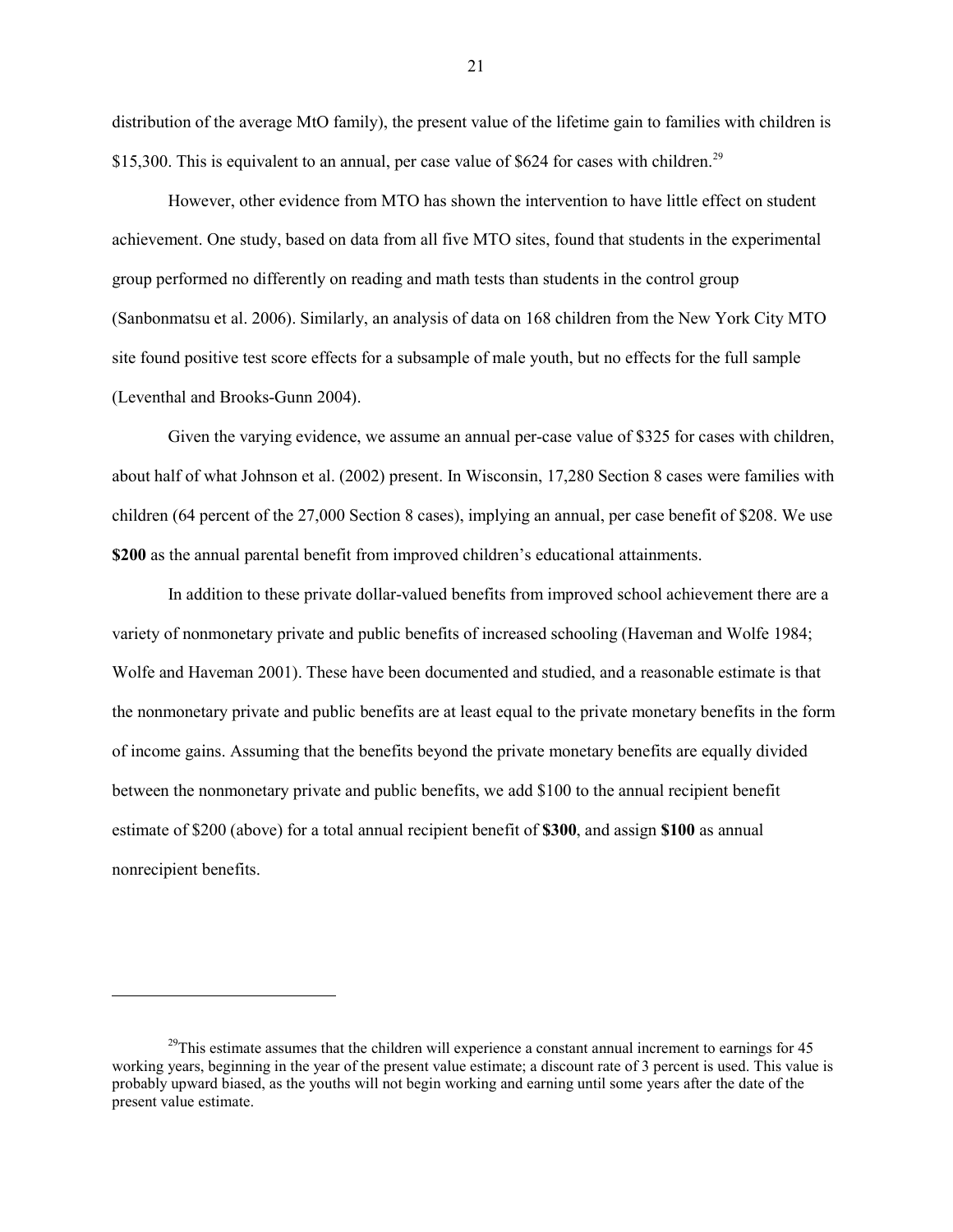distribution of the average MtO family), the present value of the lifetime gain to families with children is \$15,300. This is equivalent to an annual, per case value of \$624 for cases with children.[29]

However, other evidence from MTO has shown the intervention to have little effect on student achievement. One study, based on data from all five MTO sites, found that students in the experimental group performed no differently on reading and math tests than students in the control group (Sanbonmatsu et al. 2006). Similarly, an analysis of data on 168 children from the New York City MTO site found positive test score effects for a subsample of male youth, but no effects for the full sample (Leventhal and Brooks-Gunn 2004).

Given the varying evidence, we assume an annual per-case value of \$325 for cases with children, about half of what Johnson et al. (2002) present. In Wisconsin, 17,280 Section 8 cases were families with children (64 percent of the 27,000 Section 8 cases), implying an annual, per case benefit of \$208. We use **\$200** as the annual parental benefit from improved children's educational attainments.

In addition to these private dollar-valued benefits from improved school achievement there are a variety of nonmonetary private and public benefits of increased schooling (Haveman and Wolfe 1984; Wolfe and Haveman 2001). These have been documented and studied, and a reasonable estimate is that the nonmonetary private and public benefits are at least equal to the private monetary benefits in the form of income gains. Assuming that the benefits beyond the private monetary benefits are equally divided between the nonmonetary private and public benefits, we add \$100 to the annual recipient benefit estimate of \$200 (above) for a total annual recipient benefit of **\$300**, and assign **\$100** as annual nonrecipient benefits.

---

[29]This estimate assumes that the children will experience a constant annual increment to earnings for 45 working years, beginning in the year of the present value estimate; a discount rate of 3 percent is used. This value is probably upward biased, as the youths will not begin working and earning until some years after the date of the present value estimate.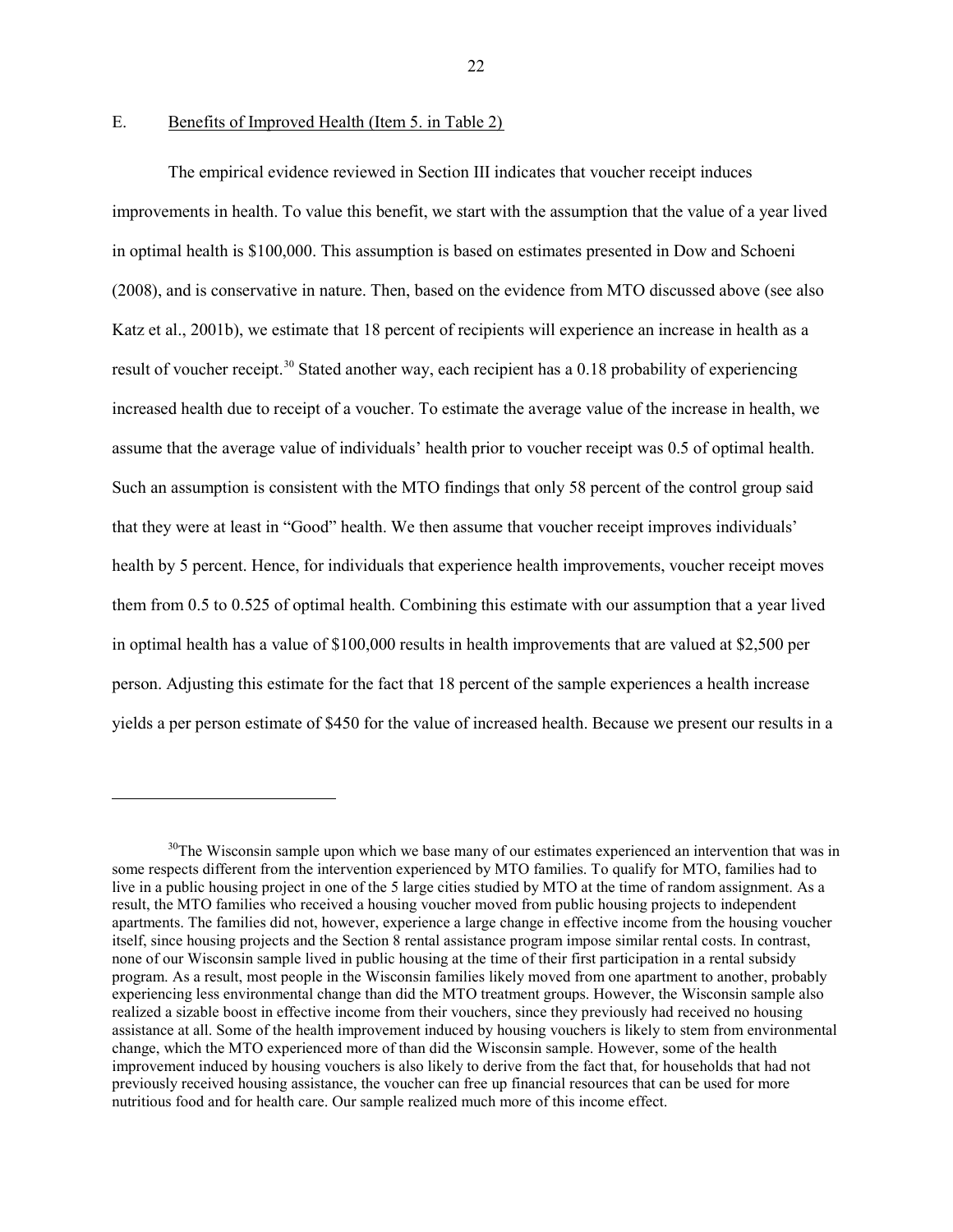## E. Benefits of Improved Health (Item 5. in Table 2)

The empirical evidence reviewed in Section III indicates that voucher receipt induces improvements in health. To value this benefit, we start with the assumption that the value of a year lived in optimal health is $100,000. This assumption is based on estimates presented in Dow and Schoeni (2008), and is conservative in nature. Then, based on the evidence from MTO discussed above (see also Katz et al., 2001b), we estimate that 18 percent of recipients will experience an increase in health as a result of voucher receipt.[30] Stated another way, each recipient has a 0.18 probability of experiencing increased health due to receipt of a voucher. To estimate the average value of the increase in health, we assume that the average value of individuals' health prior to voucher receipt was 0.5 of optimal health. Such an assumption is consistent with the MTO findings that only 58 percent of the control group said that they were at least in "Good" health. We then assume that voucher receipt improves individuals' health by 5 percent. Hence, for individuals that experience health improvements, voucher receipt moves them from 0.5 to 0.525 of optimal health. Combining this estimate with our assumption that a year lived in optimal health has a value of $100,000 results in health improvements that are valued at $2,500 per person. Adjusting this estimate for the fact that 18 percent of the sample experiences a health increase yields a per person estimate of $450 for the value of increased health. Because we present our results in a

---

[30] The Wisconsin sample upon which we base many of our estimates experienced an intervention that was in some respects different from the intervention experienced by MTO families. To qualify for MTO, families had to live in a public housing project in one of the 5 large cities studied by MTO at the time of random assignment. As a result, the MTO families who received a housing voucher moved from public housing projects to independent apartments. The families did not, however, experience a large change in effective income from the housing voucher itself, since housing projects and the Section 8 rental assistance program impose similar rental costs. In contrast, none of our Wisconsin sample lived in public housing at the time of their first participation in a rental subsidy program. As a result, most people in the Wisconsin families likely moved from one apartment to another, probably experiencing less environmental change than did the MTO treatment groups. However, the Wisconsin sample also realized a sizable boost in effective income from their vouchers, since they previously had received no housing assistance at all. Some of the health improvement induced by housing vouchers is likely to stem from environmental change, which the MTO experienced more of than did the Wisconsin sample. However, some of the health improvement induced by housing vouchers is also likely to derive from the fact that, for households that had not previously received housing assistance, the voucher can free up financial resources that can be used for more nutritious food and for health care. Our sample realized much more of this income effect.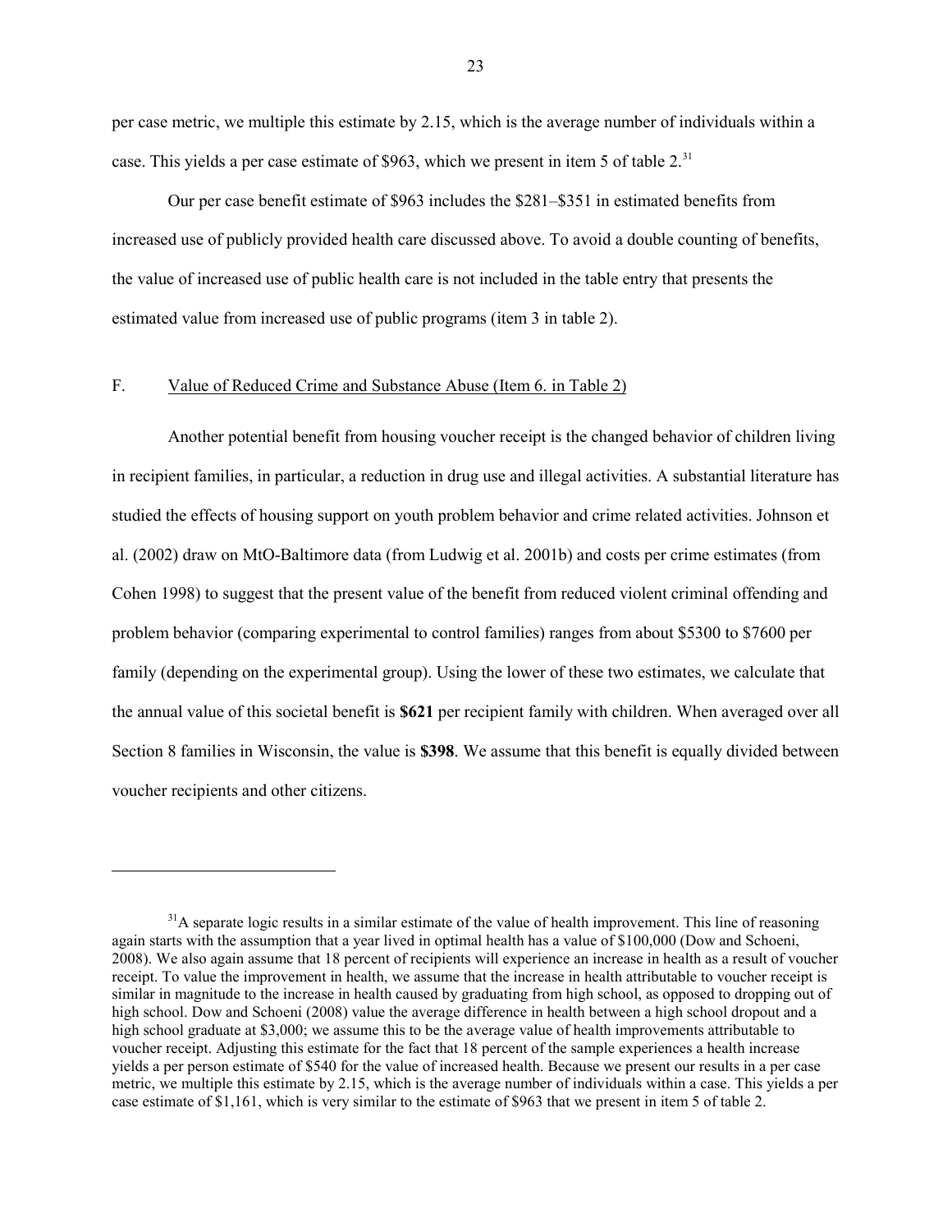per case metric, we multiple this estimate by 2.15, which is the average number of individuals within a case. This yields a per case estimate of $963, which we present in item 5 of table 2.[31]

Our per case benefit estimate of $963 includes the $281–$351 in estimated benefits from increased use of publicly provided health care discussed above. To avoid a double counting of benefits, the value of increased use of public health care is not included in the table entry that presents the estimated value from increased use of public programs (item 3 in table 2).

## F. Value of Reduced Crime and Substance Abuse (Item 6. in Table 2)

Another potential benefit from housing voucher receipt is the changed behavior of children living in recipient families, in particular, a reduction in drug use and illegal activities. A substantial literature has studied the effects of housing support on youth problem behavior and crime related activities. Johnson et al. (2002) draw on MtO-Baltimore data (from Ludwig et al. 2001b) and costs per crime estimates (from Cohen 1998) to suggest that the present value of the benefit from reduced violent criminal offending and problem behavior (comparing experimental to control families) ranges from about $5300 to $7600 per family (depending on the experimental group). Using the lower of these two estimates, we calculate that the annual value of this societal benefit is **$621** per recipient family with children. When averaged over all Section 8 families in Wisconsin, the value is **$398**. We assume that this benefit is equally divided between voucher recipients and other citizens.

---

[31]A separate logic results in a similar estimate of the value of health improvement. This line of reasoning again starts with the assumption that a year lived in optimal health has a value of $100,000 (Dow and Schoeni, 2008). We also again assume that 18 percent of recipients will experience an increase in health as a result of voucher receipt. To value the improvement in health, we assume that the increase in health attributable to voucher receipt is similar in magnitude to the increase in health caused by graduating from high school, as opposed to dropping out of high school. Dow and Schoeni (2008) value the average difference in health between a high school dropout and a high school graduate at $3,000; we assume this to be the average value of health improvements attributable to voucher receipt. Adjusting this estimate for the fact that 18 percent of the sample experiences a health increase yields a per person estimate of $540 for the value of increased health. Because we present our results in a per case metric, we multiple this estimate by 2.15, which is the average number of individuals within a case. This yields a per case estimate of $1,161, which is very similar to the estimate of $963 that we present in item 5 of table 2.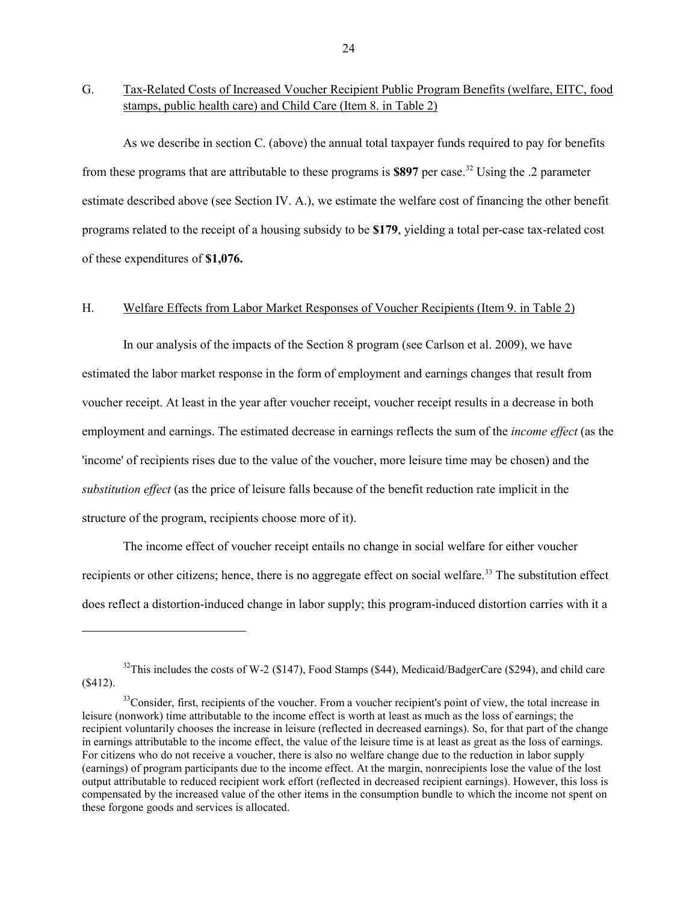## G. Tax-Related Costs of Increased Voucher Recipient Public Program Benefits (welfare, EITC, food stamps, public health care) and Child Care (Item 8. in Table 2)

As we describe in section C. (above) the annual total taxpayer funds required to pay for benefits from these programs that are attributable to these programs is **$897** per case.[32] Using the .2 parameter estimate described above (see Section IV. A.), we estimate the welfare cost of financing the other benefit programs related to the receipt of a housing subsidy to be **$179**, yielding a total per-case tax-related cost of these expenditures of **$1,076.**

## H. Welfare Effects from Labor Market Responses of Voucher Recipients (Item 9. in Table 2)

In our analysis of the impacts of the Section 8 program (see Carlson et al. 2009), we have estimated the labor market response in the form of employment and earnings changes that result from voucher receipt. At least in the year after voucher receipt, voucher receipt results in a decrease in both employment and earnings. The estimated decrease in earnings reflects the sum of the *income effect* (as the 'income' of recipients rises due to the value of the voucher, more leisure time may be chosen) and the *substitution effect* (as the price of leisure falls because of the benefit reduction rate implicit in the structure of the program, recipients choose more of it).

The income effect of voucher receipt entails no change in social welfare for either voucher recipients or other citizens; hence, there is no aggregate effect on social welfare.[33] The substitution effect does reflect a distortion-induced change in labor supply; this program-induced distortion carries with it a

---

[32] This includes the costs of W-2 ($147), Food Stamps ($44), Medicaid/BadgerCare ($294), and child care ($412).

[33] Consider, first, recipients of the voucher. From a voucher recipient's point of view, the total increase in leisure (nonwork) time attributable to the income effect is worth at least as much as the loss of earnings; the recipient voluntarily chooses the increase in leisure (reflected in decreased earnings). So, for that part of the change in earnings attributable to the income effect, the value of the leisure time is at least as great as the loss of earnings. For citizens who do not receive a voucher, there is also no welfare change due to the reduction in labor supply (earnings) of program participants due to the income effect. At the margin, nonrecipients lose the value of the lost output attributable to reduced recipient work effort (reflected in decreased recipient earnings). However, this loss is compensated by the increased value of the other items in the consumption bundle to which the income not spent on these forgone goods and services is allocated.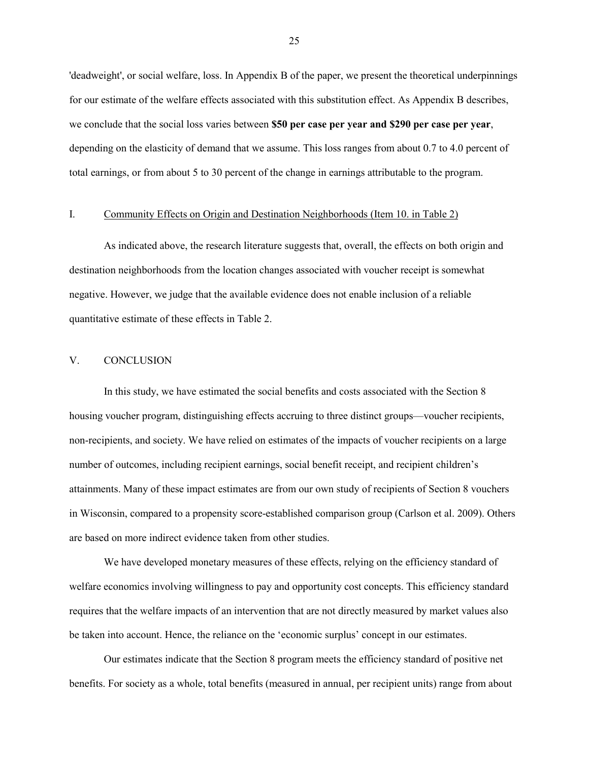'deadweight', or social welfare, loss. In Appendix B of the paper, we present the theoretical underpinnings for our estimate of the welfare effects associated with this substitution effect. As Appendix B describes, we conclude that the social loss varies between **$50 per case per year and $290 per case per year**, depending on the elasticity of demand that we assume. This loss ranges from about 0.7 to 4.0 percent of total earnings, or from about 5 to 30 percent of the change in earnings attributable to the program.

### I. Community Effects on Origin and Destination Neighborhoods (Item 10. in Table 2)

As indicated above, the research literature suggests that, overall, the effects on both origin and destination neighborhoods from the location changes associated with voucher receipt is somewhat negative. However, we judge that the available evidence does not enable inclusion of a reliable quantitative estimate of these effects in Table 2.

## V. CONCLUSION

In this study, we have estimated the social benefits and costs associated with the Section 8 housing voucher program, distinguishing effects accruing to three distinct groups—voucher recipients, non-recipients, and society. We have relied on estimates of the impacts of voucher recipients on a large number of outcomes, including recipient earnings, social benefit receipt, and recipient children's attainments. Many of these impact estimates are from our own study of recipients of Section 8 vouchers in Wisconsin, compared to a propensity score-established comparison group (Carlson et al. 2009). Others are based on more indirect evidence taken from other studies.

We have developed monetary measures of these effects, relying on the efficiency standard of welfare economics involving willingness to pay and opportunity cost concepts. This efficiency standard requires that the welfare impacts of an intervention that are not directly measured by market values also be taken into account. Hence, the reliance on the 'economic surplus' concept in our estimates.

Our estimates indicate that the Section 8 program meets the efficiency standard of positive net benefits. For society as a whole, total benefits (measured in annual, per recipient units) range from about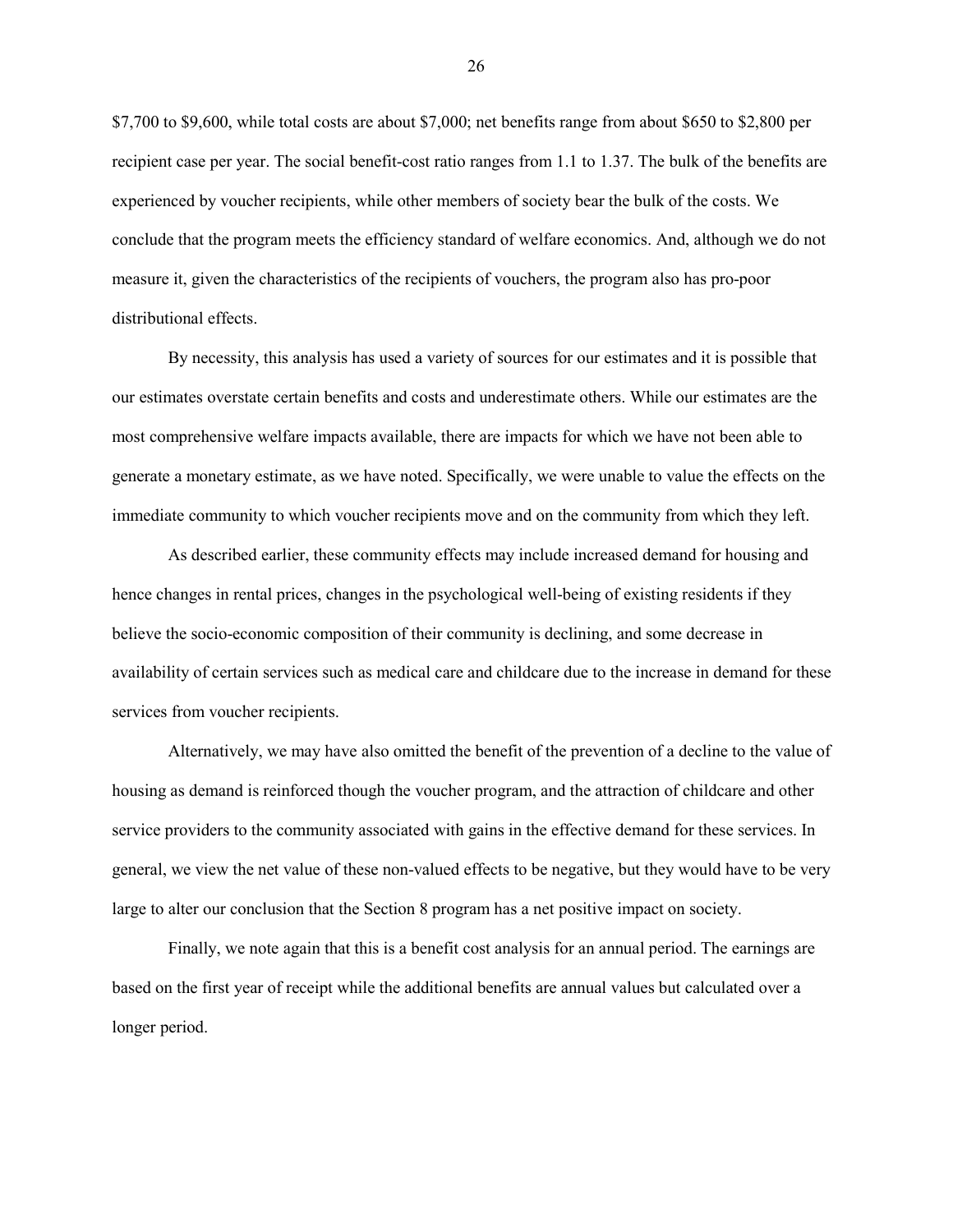$7,700 to $9,600, while total costs are about $7,000; net benefits range from about $650 to $2,800 per recipient case per year. The social benefit-cost ratio ranges from 1.1 to 1.37. The bulk of the benefits are experienced by voucher recipients, while other members of society bear the bulk of the costs. We conclude that the program meets the efficiency standard of welfare economics. And, although we do not measure it, given the characteristics of the recipients of vouchers, the program also has pro-poor distributional effects.

By necessity, this analysis has used a variety of sources for our estimates and it is possible that our estimates overstate certain benefits and costs and underestimate others. While our estimates are the most comprehensive welfare impacts available, there are impacts for which we have not been able to generate a monetary estimate, as we have noted. Specifically, we were unable to value the effects on the immediate community to which voucher recipients move and on the community from which they left.

As described earlier, these community effects may include increased demand for housing and hence changes in rental prices, changes in the psychological well-being of existing residents if they believe the socio-economic composition of their community is declining, and some decrease in availability of certain services such as medical care and childcare due to the increase in demand for these services from voucher recipients.

Alternatively, we may have also omitted the benefit of the prevention of a decline to the value of housing as demand is reinforced though the voucher program, and the attraction of childcare and other service providers to the community associated with gains in the effective demand for these services. In general, we view the net value of these non-valued effects to be negative, but they would have to be very large to alter our conclusion that the Section 8 program has a net positive impact on society.

Finally, we note again that this is a benefit cost analysis for an annual period. The earnings are based on the first year of receipt while the additional benefits are annual values but calculated over a longer period.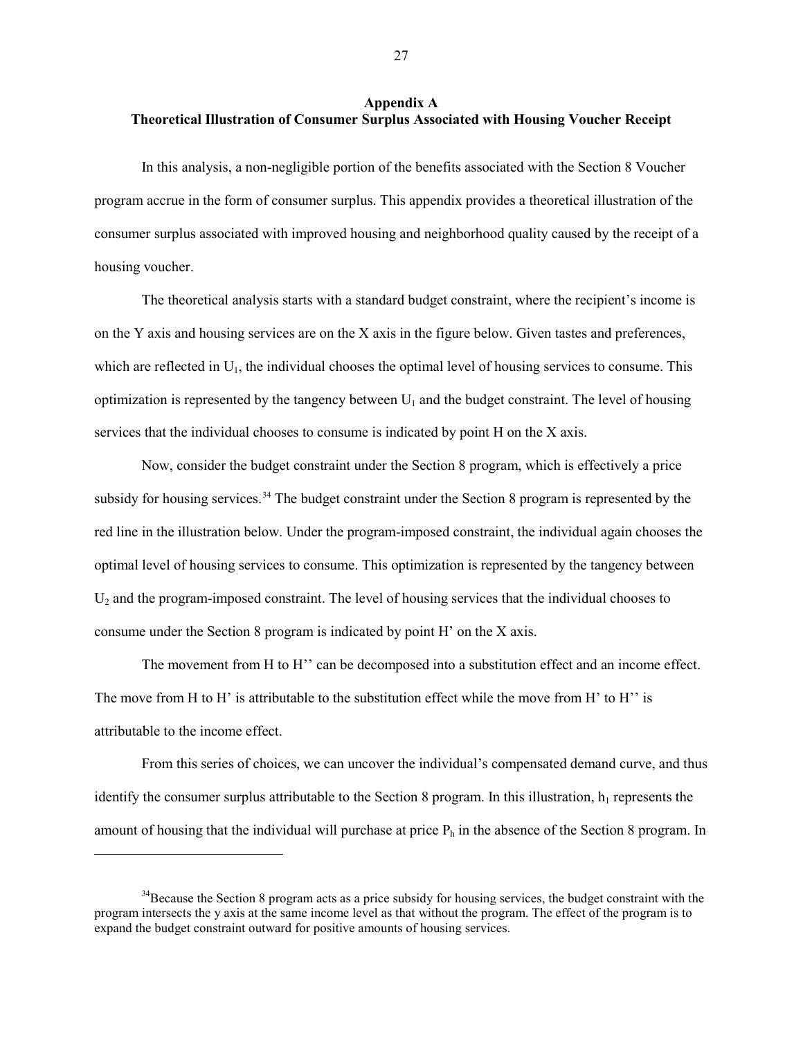## Appendix A
## Theoretical Illustration of Consumer Surplus Associated with Housing Voucher Receipt

In this analysis, a non-negligible portion of the benefits associated with the Section 8 Voucher program accrue in the form of consumer surplus. This appendix provides a theoretical illustration of the consumer surplus associated with improved housing and neighborhood quality caused by the receipt of a housing voucher.

The theoretical analysis starts with a standard budget constraint, where the recipient's income is on the Y axis and housing services are on the X axis in the figure below. Given tastes and preferences, which are reflected in $U_1$, the individual chooses the optimal level of housing services to consume. This optimization is represented by the tangency between $U_1$ and the budget constraint. The level of housing services that the individual chooses to consume is indicated by point H on the X axis.

Now, consider the budget constraint under the Section 8 program, which is effectively a price subsidy for housing services.[34] The budget constraint under the Section 8 program is represented by the red line in the illustration below. Under the program-imposed constraint, the individual again chooses the optimal level of housing services to consume. This optimization is represented by the tangency between $U_2$ and the program-imposed constraint. The level of housing services that the individual chooses to consume under the Section 8 program is indicated by point H' on the X axis.

The movement from H to H'' can be decomposed into a substitution effect and an income effect. The move from H to H' is attributable to the substitution effect while the move from H' to H'' is attributable to the income effect.

From this series of choices, we can uncover the individual's compensated demand curve, and thus identify the consumer surplus attributable to the Section 8 program. In this illustration, $h_1$ represents the amount of housing that the individual will purchase at price $P_h$ in the absence of the Section 8 program. In

---

[34]Because the Section 8 program acts as a price subsidy for housing services, the budget constraint with the program intersects the y axis at the same income level as that without the program. The effect of the program is to expand the budget constraint outward for positive amounts of housing services.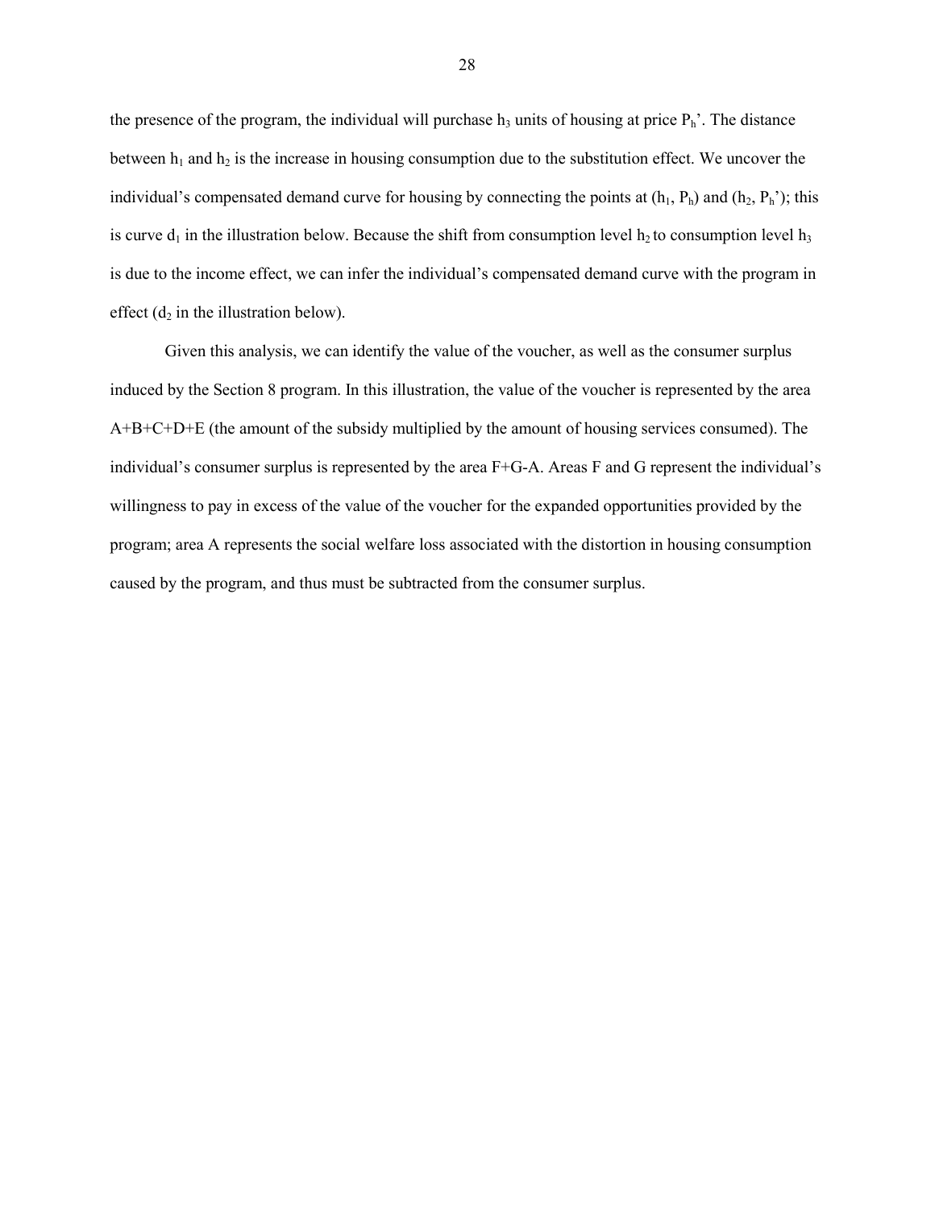the presence of the program, the individual will purchase $h_3$ units of housing at price $P_h$'. The distance between $h_1$ and $h_2$ is the increase in housing consumption due to the substitution effect. We uncover the individual's compensated demand curve for housing by connecting the points at ($h_1$, $P_h$) and ($h_2$, $P_h$'); this is curve $d_1$ in the illustration below. Because the shift from consumption level $h_2$ to consumption level $h_3$ is due to the income effect, we can infer the individual's compensated demand curve with the program in effect ($d_2$ in the illustration below).

Given this analysis, we can identify the value of the voucher, as well as the consumer surplus induced by the Section 8 program. In this illustration, the value of the voucher is represented by the area A+B+C+D+E (the amount of the subsidy multiplied by the amount of housing services consumed). The individual's consumer surplus is represented by the area F+G-A. Areas F and G represent the individual's willingness to pay in excess of the value of the voucher for the expanded opportunities provided by the program; area A represents the social welfare loss associated with the distortion in housing consumption caused by the program, and thus must be subtracted from the consumer surplus.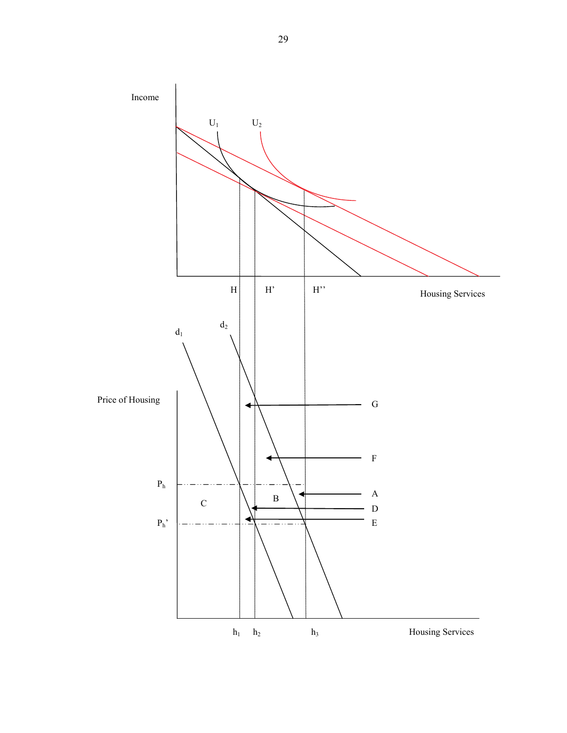Income

$U_1$ $U_2$

H H' H''

Housing Services

$d_1$ $d_2$

Price of Housing

G

F

$P_h$

C B

A

D

$P_h$'

E

$h_1$ $h_2$ $h_3$

Housing Services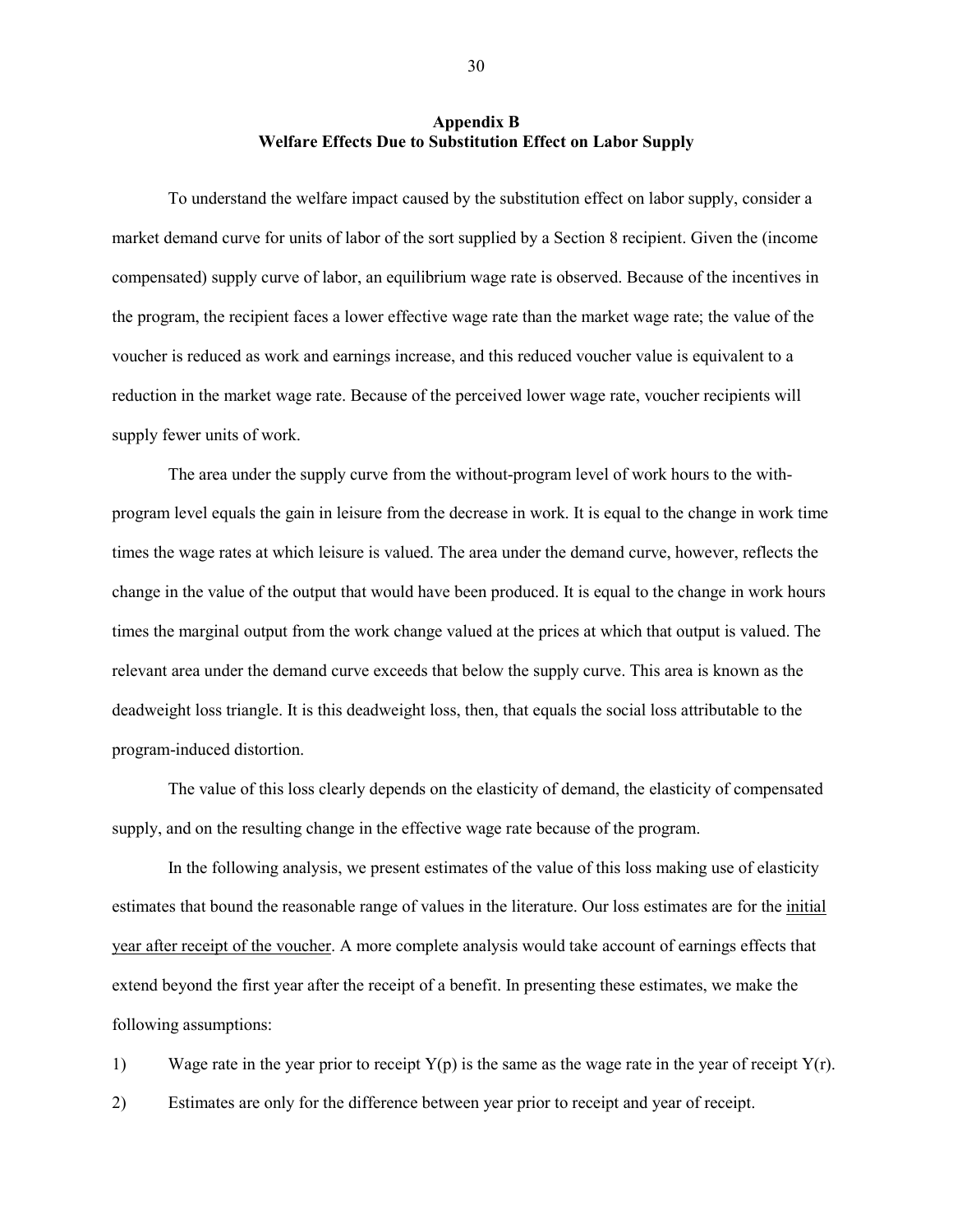## Appendix B
## Welfare Effects Due to Substitution Effect on Labor Supply

To understand the welfare impact caused by the substitution effect on labor supply, consider a market demand curve for units of labor of the sort supplied by a Section 8 recipient. Given the (income compensated) supply curve of labor, an equilibrium wage rate is observed. Because of the incentives in the program, the recipient faces a lower effective wage rate than the market wage rate; the value of the voucher is reduced as work and earnings increase, and this reduced voucher value is equivalent to a reduction in the market wage rate. Because of the perceived lower wage rate, voucher recipients will supply fewer units of work.

The area under the supply curve from the without-program level of work hours to the with-program level equals the gain in leisure from the decrease in work. It is equal to the change in work time times the wage rates at which leisure is valued. The area under the demand curve, however, reflects the change in the value of the output that would have been produced. It is equal to the change in work hours times the marginal output from the work change valued at the prices at which that output is valued. The relevant area under the demand curve exceeds that below the supply curve. This area is known as the deadweight loss triangle. It is this deadweight loss, then, that equals the social loss attributable to the program-induced distortion.

The value of this loss clearly depends on the elasticity of demand, the elasticity of compensated supply, and on the resulting change in the effective wage rate because of the program.

In the following analysis, we present estimates of the value of this loss making use of elasticity estimates that bound the reasonable range of values in the literature. Our loss estimates are for the <u>initial year after receipt of the voucher</u>. A more complete analysis would take account of earnings effects that extend beyond the first year after the receipt of a benefit. In presenting these estimates, we make the following assumptions:

1) Wage rate in the year prior to receipt $Y(p)$ is the same as the wage rate in the year of receipt $Y(r)$.
2) Estimates are only for the difference between year prior to receipt and year of receipt.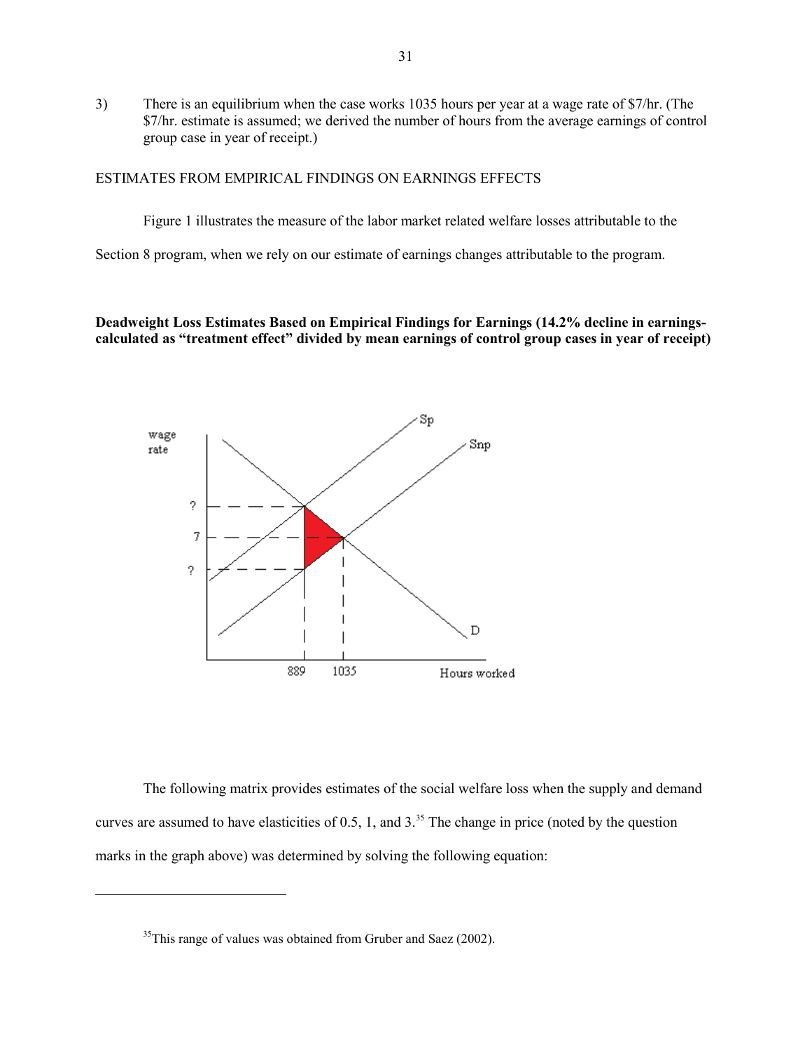3) There is an equilibrium when the case works 1035 hours per year at a wage rate of $7/hr. (The $7/hr. estimate is assumed; we derived the number of hours from the average earnings of control group case in year of receipt.)

ESTIMATES FROM EMPIRICAL FINDINGS ON EARNINGS EFFECTS

Figure 1 illustrates the measure of the labor market related welfare losses attributable to the Section 8 program, when we rely on our estimate of earnings changes attributable to the program.

**Deadweight Loss Estimates Based on Empirical Findings for Earnings (14.2% decline in earnings-calculated as "treatment effect" divided by mean earnings of control group cases in year of receipt)**

The following matrix provides estimates of the social welfare loss when the supply and demand curves are assumed to have elasticities of 0.5, 1, and 3.[35] The change in price (noted by the question marks in the graph above) was determined by solving the following equation:

[35] This range of values was obtained from Gruber and Saez (2002).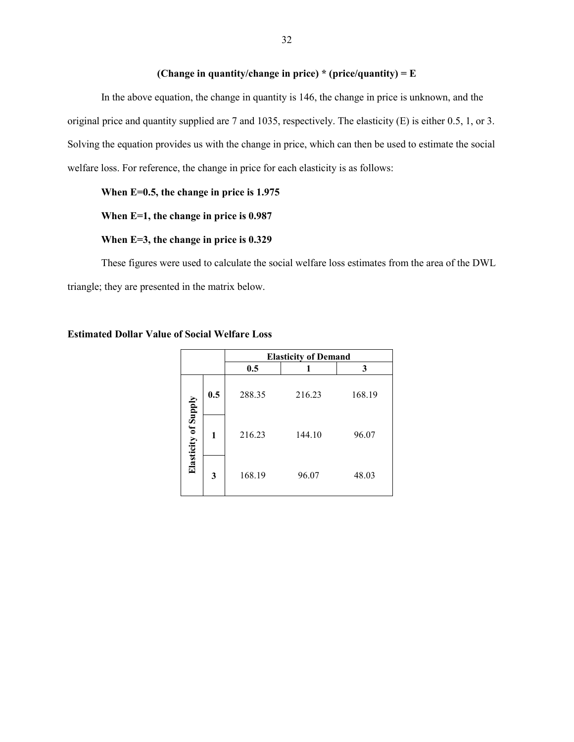**(Change in quantity/change in price) * (price/quantity) = E**

In the above equation, the change in quantity is 146, the change in price is unknown, and the original price and quantity supplied are 7 and 1035, respectively. The elasticity (E) is either 0.5, 1, or 3. Solving the equation provides us with the change in price, which can then be used to estimate the social welfare loss. For reference, the change in price for each elasticity is as follows:

**When E=0.5, the change in price is 1.975**

**When E=1, the change in price is 0.987**

**When E=3, the change in price is 0.329**

These figures were used to calculate the social welfare loss estimates from the area of the DWL triangle; they are presented in the matrix below.

**Estimated Dollar Value of Social Welfare Loss**

| | | Elasticity of Demand | | |
|---|---|---|---|---|
| | | 0.5 | 1 | 3 |
| Elasticity of Supply | 0.5 | 288.35 | 216.23 | 168.19 |
| | 1 | 216.23 | 144.10 | 96.07 |
| | 3 | 168.19 | 96.07 | 48.03 |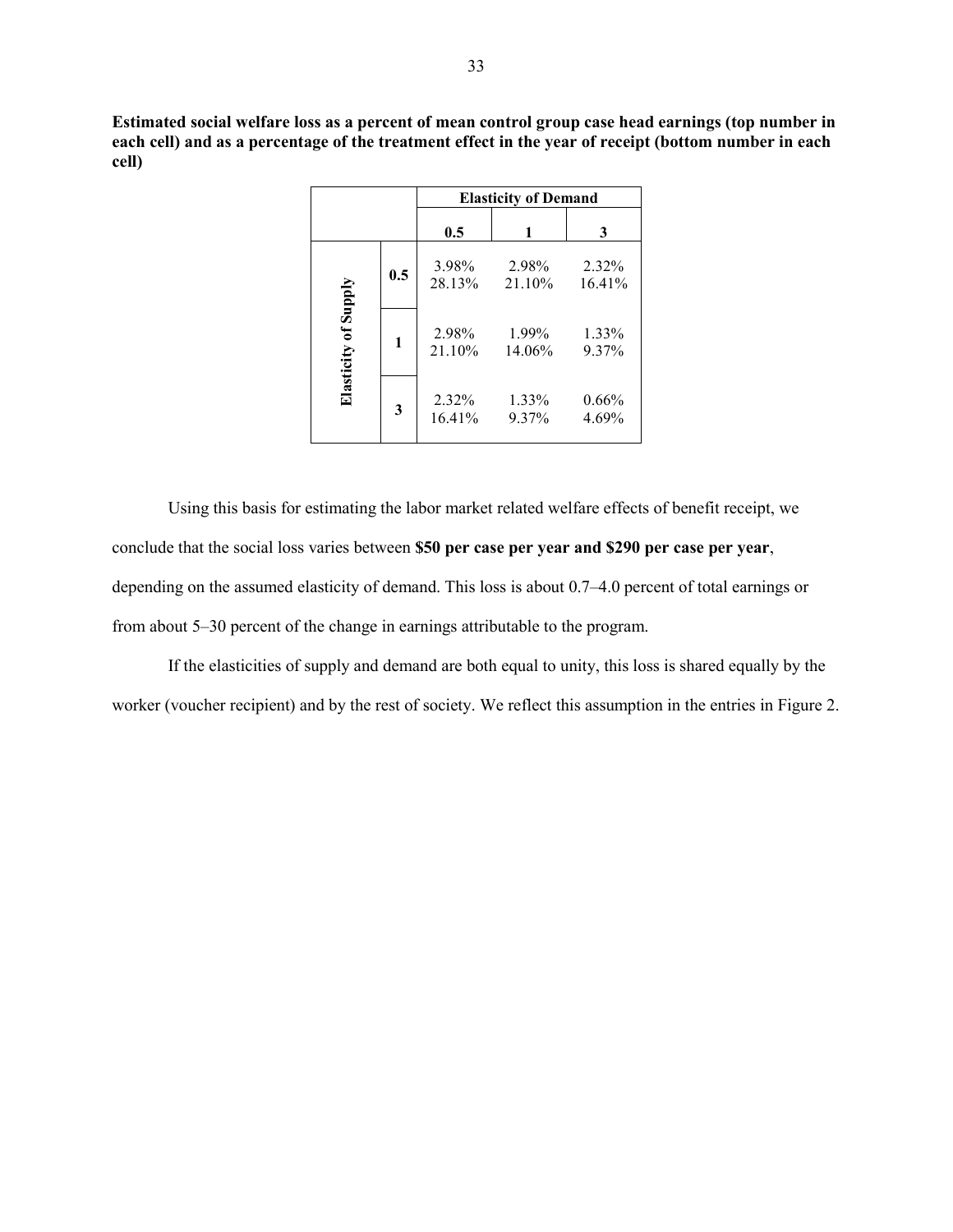**Estimated social welfare loss as a percent of mean control group case head earnings (top number in each cell) and as a percentage of the treatment effect in the year of receipt (bottom number in each cell)**

| | | Elasticity of Demand | | |
|---|---|---|---|---|
| | | **0.5** | **1** | **3** |
| **Elasticity of Supply** | **0.5** | 3.98%<br>28.13% | 2.98%<br>21.10% | 2.32%<br>16.41% |
| | **1** | 2.98%<br>21.10% | 1.99%<br>14.06% | 1.33%<br>9.37% |
| | **3** | 2.32%<br>16.41% | 1.33%<br>9.37% | 0.66%<br>4.69% |

Using this basis for estimating the labor market related welfare effects of benefit receipt, we conclude that the social loss varies between **$50 per case per year and $290 per case per year**, depending on the assumed elasticity of demand. This loss is about 0.7–4.0 percent of total earnings or from about 5–30 percent of the change in earnings attributable to the program.

If the elasticities of supply and demand are both equal to unity, this loss is shared equally by the worker (voucher recipient) and by the rest of society. We reflect this assumption in the entries in Figure 2.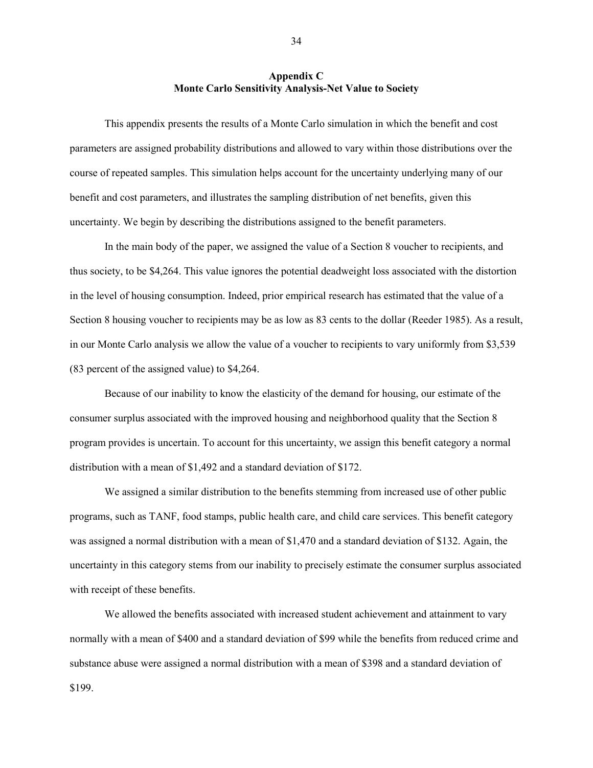## Appendix C
## Monte Carlo Sensitivity Analysis-Net Value to Society

This appendix presents the results of a Monte Carlo simulation in which the benefit and cost parameters are assigned probability distributions and allowed to vary within those distributions over the course of repeated samples. This simulation helps account for the uncertainty underlying many of our benefit and cost parameters, and illustrates the sampling distribution of net benefits, given this uncertainty. We begin by describing the distributions assigned to the benefit parameters.

In the main body of the paper, we assigned the value of a Section 8 voucher to recipients, and thus society, to be $4,264. This value ignores the potential deadweight loss associated with the distortion in the level of housing consumption. Indeed, prior empirical research has estimated that the value of a Section 8 housing voucher to recipients may be as low as 83 cents to the dollar (Reeder 1985). As a result, in our Monte Carlo analysis we allow the value of a voucher to recipients to vary uniformly from $3,539 (83 percent of the assigned value) to $4,264.

Because of our inability to know the elasticity of the demand for housing, our estimate of the consumer surplus associated with the improved housing and neighborhood quality that the Section 8 program provides is uncertain. To account for this uncertainty, we assign this benefit category a normal distribution with a mean of $1,492 and a standard deviation of $172.

We assigned a similar distribution to the benefits stemming from increased use of other public programs, such as TANF, food stamps, public health care, and child care services. This benefit category was assigned a normal distribution with a mean of $1,470 and a standard deviation of $132. Again, the uncertainty in this category stems from our inability to precisely estimate the consumer surplus associated with receipt of these benefits.

We allowed the benefits associated with increased student achievement and attainment to vary normally with a mean of $400 and a standard deviation of $99 while the benefits from reduced crime and substance abuse were assigned a normal distribution with a mean of $398 and a standard deviation of $199.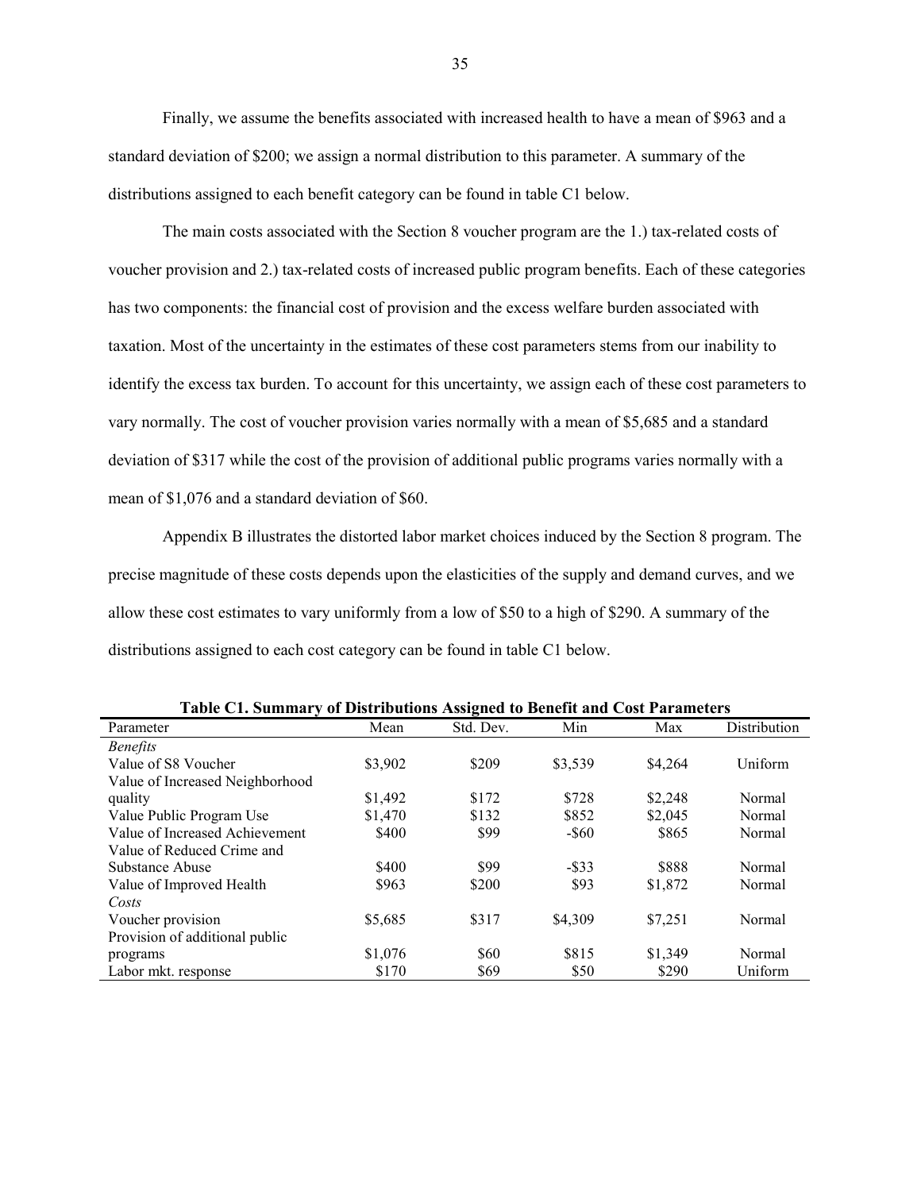Finally, we assume the benefits associated with increased health to have a mean of $963 and a standard deviation of $200; we assign a normal distribution to this parameter. A summary of the distributions assigned to each benefit category can be found in table C1 below.

The main costs associated with the Section 8 voucher program are the 1.) tax-related costs of voucher provision and 2.) tax-related costs of increased public program benefits. Each of these categories has two components: the financial cost of provision and the excess welfare burden associated with taxation. Most of the uncertainty in the estimates of these cost parameters stems from our inability to identify the excess tax burden. To account for this uncertainty, we assign each of these cost parameters to vary normally. The cost of voucher provision varies normally with a mean of $5,685 and a standard deviation of $317 while the cost of the provision of additional public programs varies normally with a mean of $1,076 and a standard deviation of $60.

Appendix B illustrates the distorted labor market choices induced by the Section 8 program. The precise magnitude of these costs depends upon the elasticities of the supply and demand curves, and we allow these cost estimates to vary uniformly from a low of $50 to a high of $290. A summary of the distributions assigned to each cost category can be found in table C1 below.

**Table C1. Summary of Distributions Assigned to Benefit and Cost Parameters**

| Parameter | Mean | Std. Dev. | Min | Max | Distribution |
|---|---|---|---|---|---|
| *Benefits* | | | | | |
| Value of S8 Voucher | $3,902 | $209 | $3,539 | $4,264 | Uniform |
| Value of Increased Neighborhood quality | $1,492 | $172 | $728 | $2,248 | Normal |
| Value Public Program Use | $1,470 | $132 | $852 | $2,045 | Normal |
| Value of Increased Achievement | $400 | $99 | -$60 | $865 | Normal |
| Value of Reduced Crime and Substance Abuse | $400 | $99 | -$33 | $888 | Normal |
| Value of Improved Health | $963 | $200 | $93 | $1,872 | Normal |
| *Costs* | | | | | |
| Voucher provision | $5,685 | $317 | $4,309 | $7,251 | Normal |
| Provision of additional public programs | $1,076 | $60 | $815 | $1,349 | Normal |
| Labor mkt. response | $170 | $69 | $50 | $290 | Uniform |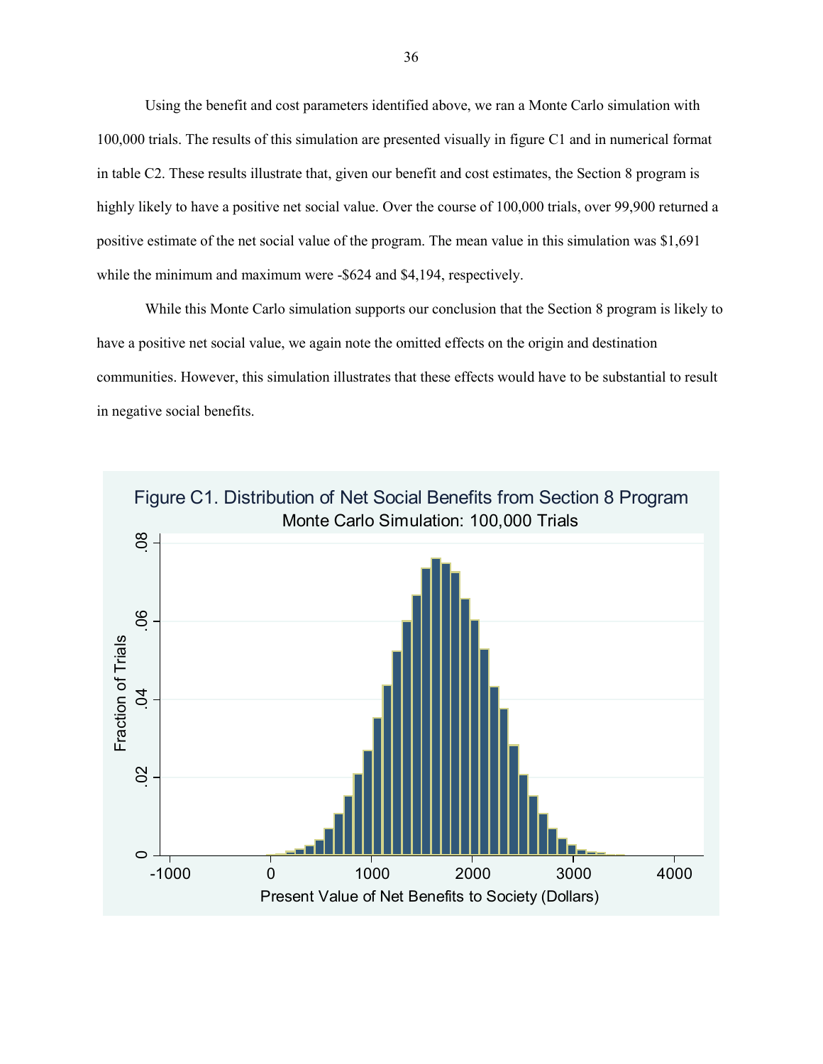Using the benefit and cost parameters identified above, we ran a Monte Carlo simulation with 100,000 trials. The results of this simulation are presented visually in figure C1 and in numerical format in table C2. These results illustrate that, given our benefit and cost estimates, the Section 8 program is highly likely to have a positive net social value. Over the course of 100,000 trials, over 99,900 returned a positive estimate of the net social value of the program. The mean value in this simulation was $1,691 while the minimum and maximum were -$624 and $4,194, respectively.

While this Monte Carlo simulation supports our conclusion that the Section 8 program is likely to have a positive net social value, we again note the omitted effects on the origin and destination communities. However, this simulation illustrates that these effects would have to be substantial to result in negative social benefits.

Figure C1. Distribution of Net Social Benefits from Section 8 Program

Monte Carlo Simulation: 100,000 Trials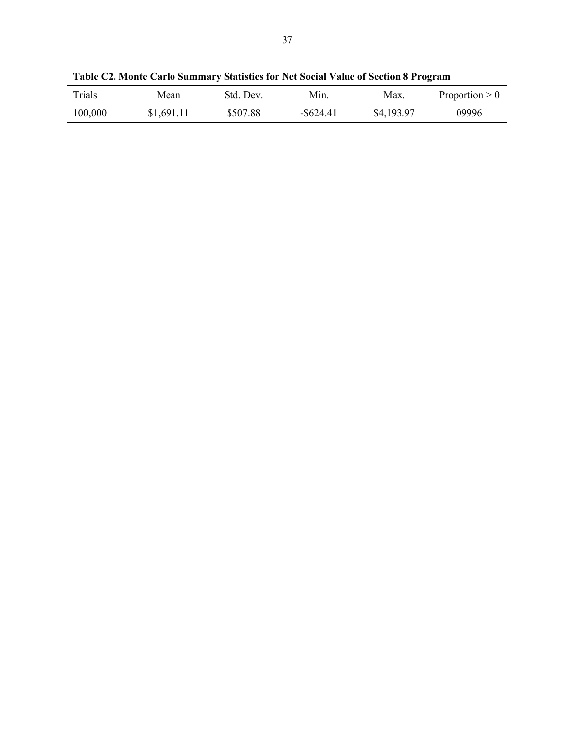**Table C2. Monte Carlo Summary Statistics for Net Social Value of Section 8 Program**

| Trials | Mean | Std. Dev. | Min. | Max. | Proportion > 0 |
|---|---|---|---|---|---|
| 100,000 | $1,691.11 | $507.88 | -$624.41 | $4,193.97 | 09996 |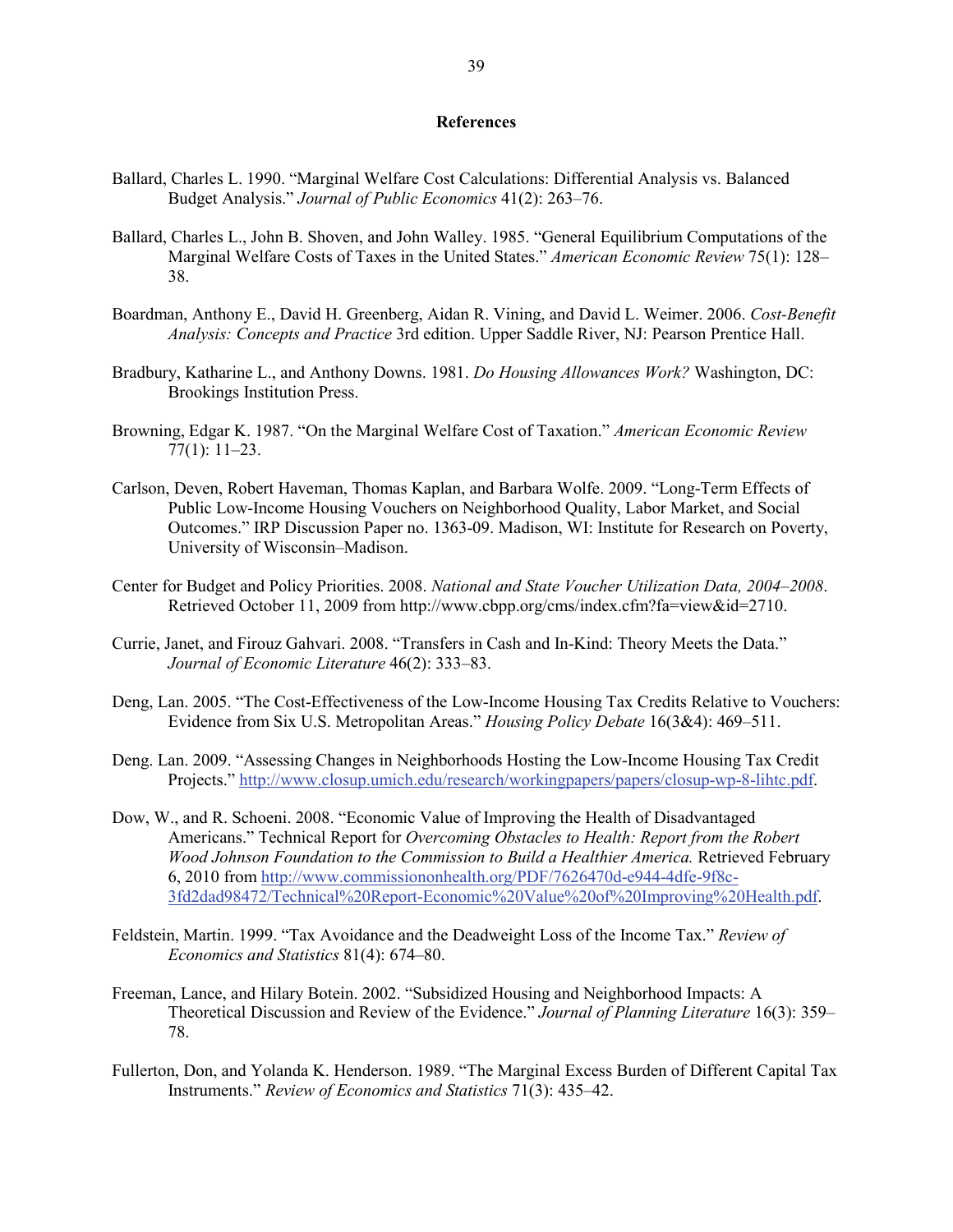## References

Ballard, Charles L. 1990. "Marginal Welfare Cost Calculations: Differential Analysis vs. Balanced Budget Analysis." *Journal of Public Economics* 41(2): 263–76.

Ballard, Charles L., John B. Shoven, and John Walley. 1985. "General Equilibrium Computations of the Marginal Welfare Costs of Taxes in the United States." *American Economic Review* 75(1): 128–38.

Boardman, Anthony E., David H. Greenberg, Aidan R. Vining, and David L. Weimer. 2006. *Cost-Benefit Analysis: Concepts and Practice* 3rd edition. Upper Saddle River, NJ: Pearson Prentice Hall.

Bradbury, Katharine L., and Anthony Downs. 1981. *Do Housing Allowances Work?* Washington, DC: Brookings Institution Press.

Browning, Edgar K. 1987. "On the Marginal Welfare Cost of Taxation." *American Economic Review* 77(1): 11–23.

Carlson, Deven, Robert Haveman, Thomas Kaplan, and Barbara Wolfe. 2009. "Long-Term Effects of Public Low-Income Housing Vouchers on Neighborhood Quality, Labor Market, and Social Outcomes." IRP Discussion Paper no. 1363-09. Madison, WI: Institute for Research on Poverty, University of Wisconsin–Madison.

Center for Budget and Policy Priorities. 2008. *National and State Voucher Utilization Data, 2004–2008*. Retrieved October 11, 2009 from http://www.cbpp.org/cms/index.cfm?fa=view&id=2710.

Currie, Janet, and Firouz Gahvari. 2008. "Transfers in Cash and In-Kind: Theory Meets the Data." *Journal of Economic Literature* 46(2): 333–83.

Deng, Lan. 2005. "The Cost-Effectiveness of the Low-Income Housing Tax Credits Relative to Vouchers: Evidence from Six U.S. Metropolitan Areas." *Housing Policy Debate* 16(3&4): 469–511.

Deng. Lan. 2009. "Assessing Changes in Neighborhoods Hosting the Low-Income Housing Tax Credit Projects." http://www.closup.umich.edu/research/workingpapers/papers/closup-wp-8-lihtc.pdf.

Dow, W., and R. Schoeni. 2008. "Economic Value of Improving the Health of Disadvantaged Americans." Technical Report for *Overcoming Obstacles to Health: Report from the Robert Wood Johnson Foundation to the Commission to Build a Healthier America.* Retrieved February 6, 2010 from http://www.commissiononhealth.org/PDF/7626470d-e944-4dfe-9f8c-3fd2dad98472/Technical%20Report-Economic%20Value%20of%20Improving%20Health.pdf.

Feldstein, Martin. 1999. "Tax Avoidance and the Deadweight Loss of the Income Tax." *Review of Economics and Statistics* 81(4): 674–80.

Freeman, Lance, and Hilary Botein. 2002. "Subsidized Housing and Neighborhood Impacts: A Theoretical Discussion and Review of the Evidence." *Journal of Planning Literature* 16(3): 359–78.

Fullerton, Don, and Yolanda K. Henderson. 1989. "The Marginal Excess Burden of Different Capital Tax Instruments." *Review of Economics and Statistics* 71(3): 435–42.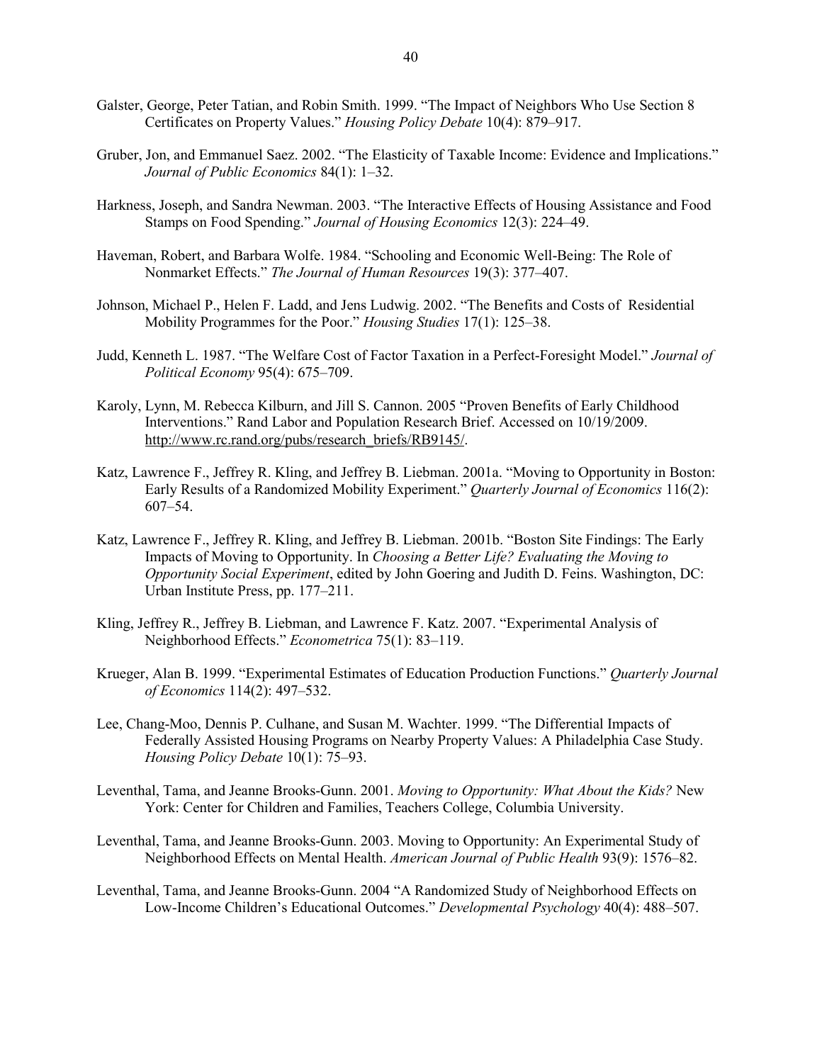Galster, George, Peter Tatian, and Robin Smith. 1999. "The Impact of Neighbors Who Use Section 8 Certificates on Property Values." *Housing Policy Debate* 10(4): 879–917.

Gruber, Jon, and Emmanuel Saez. 2002. "The Elasticity of Taxable Income: Evidence and Implications." *Journal of Public Economics* 84(1): 1–32.

Harkness, Joseph, and Sandra Newman. 2003. "The Interactive Effects of Housing Assistance and Food Stamps on Food Spending." *Journal of Housing Economics* 12(3): 224–49.

Haveman, Robert, and Barbara Wolfe. 1984. "Schooling and Economic Well-Being: The Role of Nonmarket Effects." *The Journal of Human Resources* 19(3): 377–407.

Johnson, Michael P., Helen F. Ladd, and Jens Ludwig. 2002. "The Benefits and Costs of Residential Mobility Programmes for the Poor." *Housing Studies* 17(1): 125–38.

Judd, Kenneth L. 1987. "The Welfare Cost of Factor Taxation in a Perfect-Foresight Model." *Journal of Political Economy* 95(4): 675–709.

Karoly, Lynn, M. Rebecca Kilburn, and Jill S. Cannon. 2005 "Proven Benefits of Early Childhood Interventions." Rand Labor and Population Research Brief. Accessed on 10/19/2009. http://www.rc.rand.org/pubs/research_briefs/RB9145/.

Katz, Lawrence F., Jeffrey R. Kling, and Jeffrey B. Liebman. 2001a. "Moving to Opportunity in Boston: Early Results of a Randomized Mobility Experiment." *Quarterly Journal of Economics* 116(2): 607–54.

Katz, Lawrence F., Jeffrey R. Kling, and Jeffrey B. Liebman. 2001b. "Boston Site Findings: The Early Impacts of Moving to Opportunity. In *Choosing a Better Life? Evaluating the Moving to Opportunity Social Experiment*, edited by John Goering and Judith D. Feins. Washington, DC: Urban Institute Press, pp. 177–211.

Kling, Jeffrey R., Jeffrey B. Liebman, and Lawrence F. Katz. 2007. "Experimental Analysis of Neighborhood Effects." *Econometrica* 75(1): 83–119.

Krueger, Alan B. 1999. "Experimental Estimates of Education Production Functions." *Quarterly Journal of Economics* 114(2): 497–532.

Lee, Chang-Moo, Dennis P. Culhane, and Susan M. Wachter. 1999. "The Differential Impacts of Federally Assisted Housing Programs on Nearby Property Values: A Philadelphia Case Study. *Housing Policy Debate* 10(1): 75–93.

Leventhal, Tama, and Jeanne Brooks-Gunn. 2001. *Moving to Opportunity: What About the Kids?* New York: Center for Children and Families, Teachers College, Columbia University.

Leventhal, Tama, and Jeanne Brooks-Gunn. 2003. Moving to Opportunity: An Experimental Study of Neighborhood Effects on Mental Health. *American Journal of Public Health* 93(9): 1576–82.

Leventhal, Tama, and Jeanne Brooks-Gunn. 2004 "A Randomized Study of Neighborhood Effects on Low-Income Children's Educational Outcomes." *Developmental Psychology* 40(4): 488–507.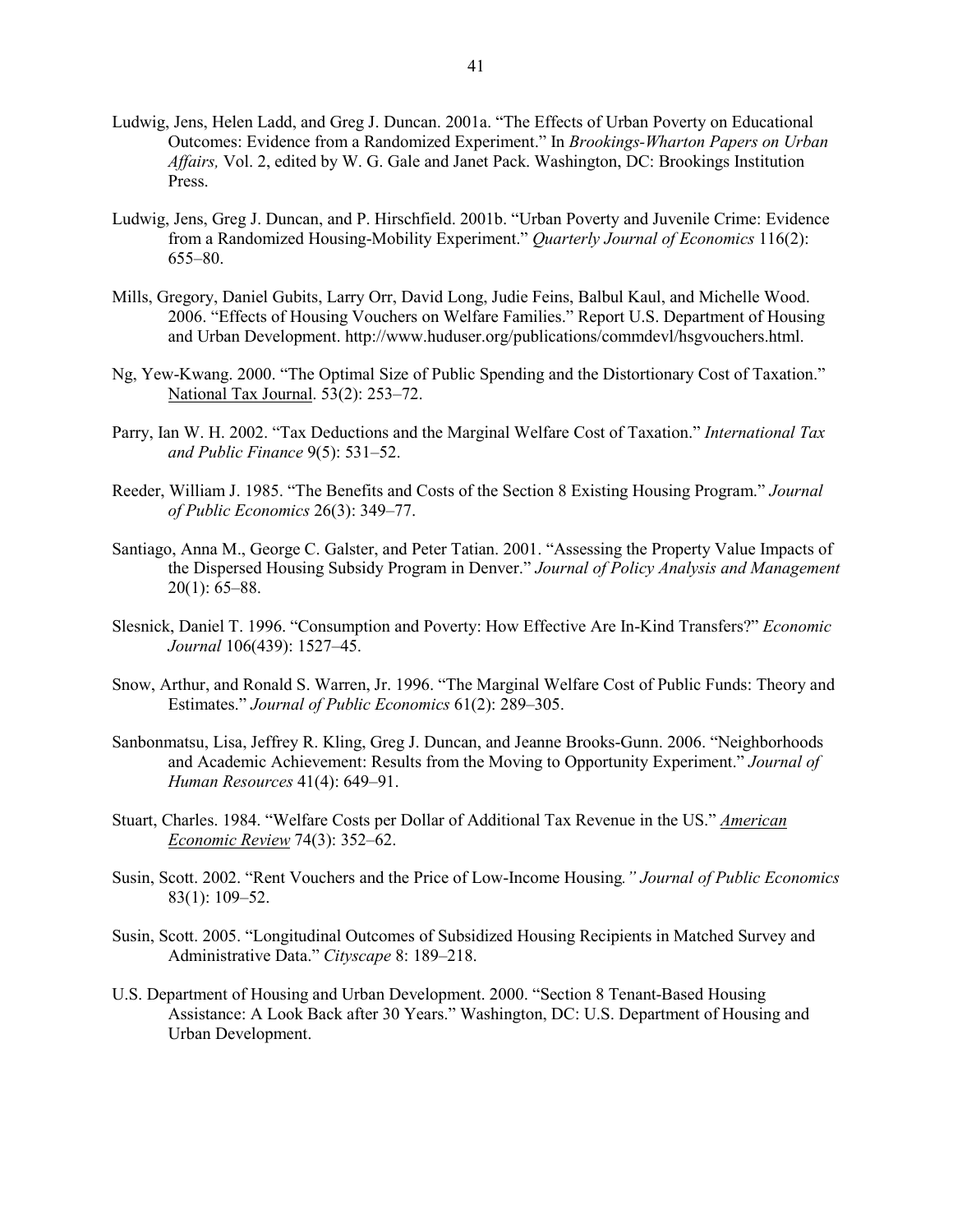Ludwig, Jens, Helen Ladd, and Greg J. Duncan. 2001a. "The Effects of Urban Poverty on Educational Outcomes: Evidence from a Randomized Experiment." In *Brookings-Wharton Papers on Urban Affairs,* Vol. 2, edited by W. G. Gale and Janet Pack. Washington, DC: Brookings Institution Press.

Ludwig, Jens, Greg J. Duncan, and P. Hirschfield. 2001b. "Urban Poverty and Juvenile Crime: Evidence from a Randomized Housing-Mobility Experiment." *Quarterly Journal of Economics* 116(2): 655–80.

Mills, Gregory, Daniel Gubits, Larry Orr, David Long, Judie Feins, Balbul Kaul, and Michelle Wood. 2006. "Effects of Housing Vouchers on Welfare Families." Report U.S. Department of Housing and Urban Development. http://www.huduser.org/publications/commdevl/hsgvouchers.html.

Ng, Yew-Kwang. 2000. "The Optimal Size of Public Spending and the Distortionary Cost of Taxation." National Tax Journal. 53(2): 253–72.

Parry, Ian W. H. 2002. "Tax Deductions and the Marginal Welfare Cost of Taxation." *International Tax and Public Finance* 9(5): 531–52.

Reeder, William J. 1985. "The Benefits and Costs of the Section 8 Existing Housing Program." *Journal of Public Economics* 26(3): 349–77.

Santiago, Anna M., George C. Galster, and Peter Tatian. 2001. "Assessing the Property Value Impacts of the Dispersed Housing Subsidy Program in Denver." *Journal of Policy Analysis and Management* 20(1): 65–88.

Slesnick, Daniel T. 1996. "Consumption and Poverty: How Effective Are In-Kind Transfers?" *Economic Journal* 106(439): 1527–45.

Snow, Arthur, and Ronald S. Warren, Jr. 1996. "The Marginal Welfare Cost of Public Funds: Theory and Estimates." *Journal of Public Economics* 61(2): 289–305.

Sanbonmatsu, Lisa, Jeffrey R. Kling, Greg J. Duncan, and Jeanne Brooks-Gunn. 2006. "Neighborhoods and Academic Achievement: Results from the Moving to Opportunity Experiment." *Journal of Human Resources* 41(4): 649–91.

Stuart, Charles. 1984. "Welfare Costs per Dollar of Additional Tax Revenue in the US." *American Economic Review* 74(3): 352–62.

Susin, Scott. 2002. "Rent Vouchers and the Price of Low-Income Housing*." Journal of Public Economics* 83(1): 109–52.

Susin, Scott. 2005. "Longitudinal Outcomes of Subsidized Housing Recipients in Matched Survey and Administrative Data." *Cityscape* 8: 189–218.

U.S. Department of Housing and Urban Development. 2000. "Section 8 Tenant-Based Housing Assistance: A Look Back after 30 Years." Washington, DC: U.S. Department of Housing and Urban Development.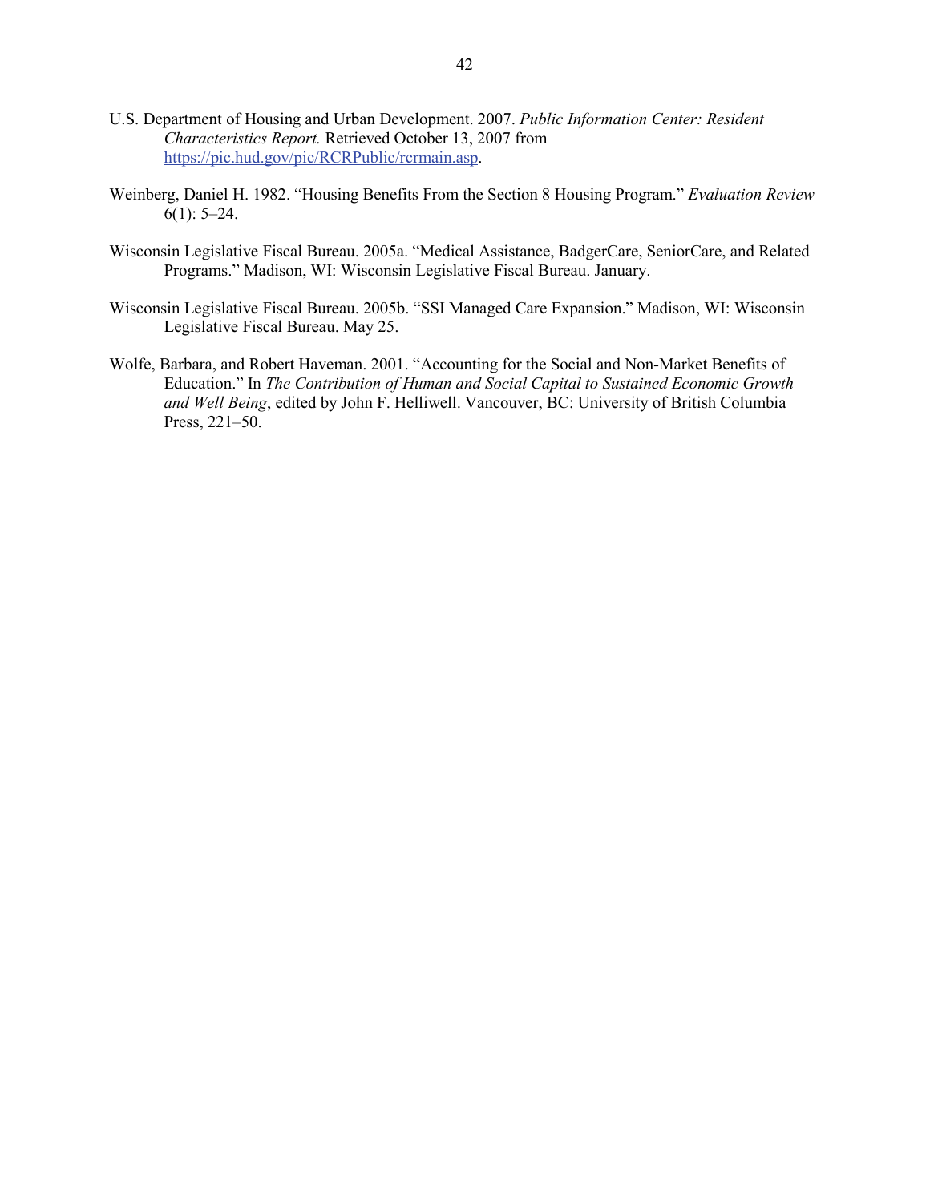U.S. Department of Housing and Urban Development. 2007. *Public Information Center: Resident Characteristics Report.* Retrieved October 13, 2007 from https://pic.hud.gov/pic/RCRPublic/rcrmain.asp.

Weinberg, Daniel H. 1982. "Housing Benefits From the Section 8 Housing Program." *Evaluation Review* 6(1): 5–24.

Wisconsin Legislative Fiscal Bureau. 2005a. "Medical Assistance, BadgerCare, SeniorCare, and Related Programs." Madison, WI: Wisconsin Legislative Fiscal Bureau. January.

Wisconsin Legislative Fiscal Bureau. 2005b. "SSI Managed Care Expansion." Madison, WI: Wisconsin Legislative Fiscal Bureau. May 25.

Wolfe, Barbara, and Robert Haveman. 2001. "Accounting for the Social and Non-Market Benefits of Education." In *The Contribution of Human and Social Capital to Sustained Economic Growth and Well Being*, edited by John F. Helliwell. Vancouver, BC: University of British Columbia Press, 221–50.